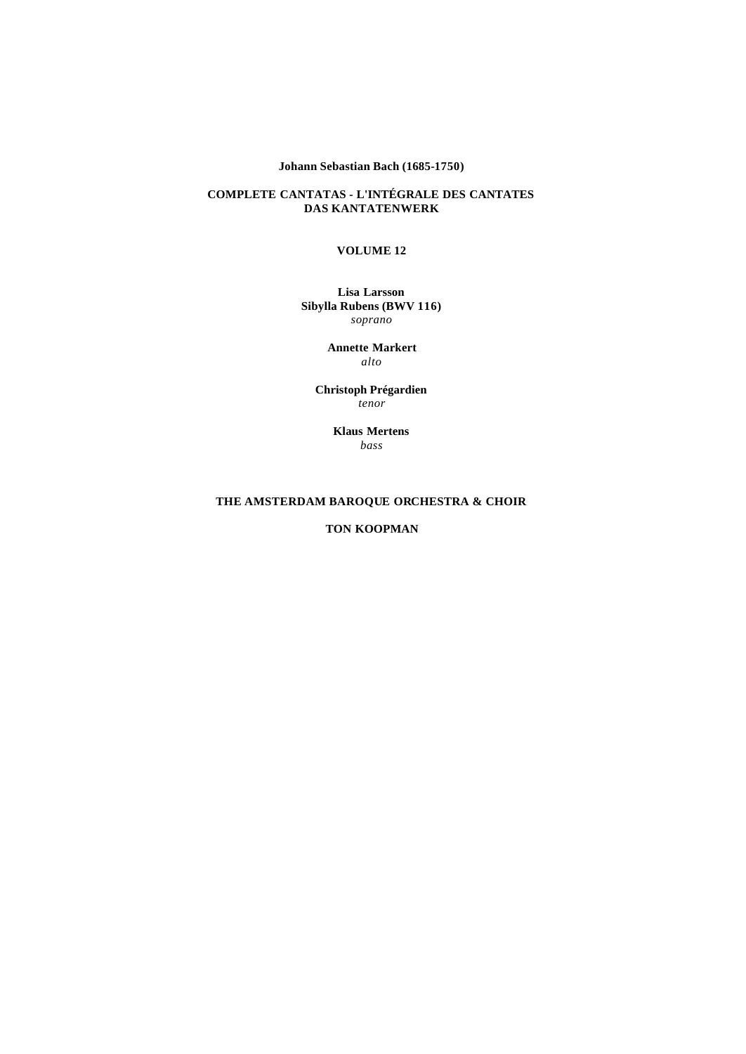**Johann Sebastian Bach (1685-1750)**

**COMPLETE CANTATAS - L'INTÉGRALE DES CANTATES**
**DAS KANTATENWERK**

**VOLUME 12**

**Lisa Larsson**
**Sibylla Rubens (BWV 116)**
*soprano*

**Annette Markert**
*alto*

**Christoph Prégardien**
*tenor*

**Klaus Mertens**
*bass*

**THE AMSTERDAM BAROQUE ORCHESTRA & CHOIR**

**TON KOOPMAN**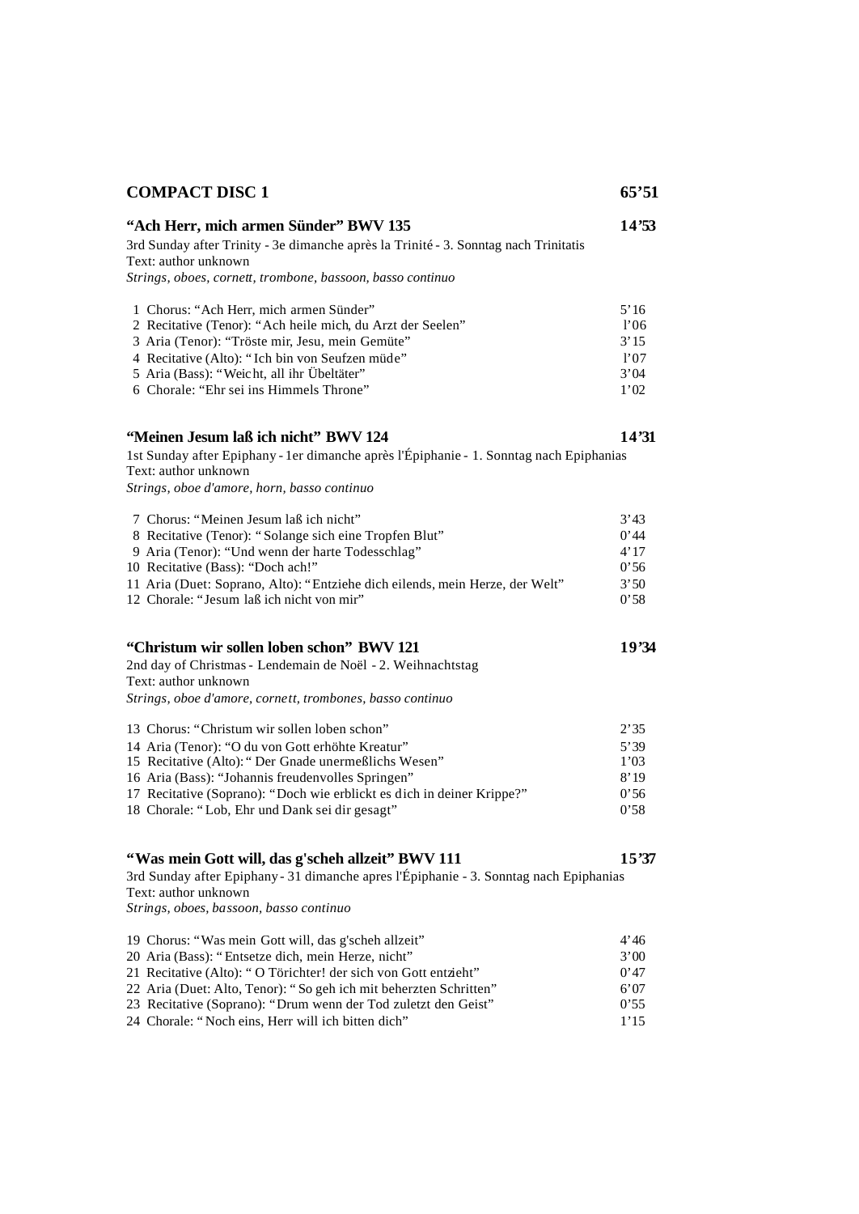## COMPACT DISC 1 — 65'51

### "Ach Herr, mich armen Sünder" BWV 135 — 14'53

3rd Sunday after Trinity - 3e dimanche après la Trinité - 3. Sonntag nach Trinitatis
Text: author unknown
*Strings, oboes, cornett, trombone, bassoon, basso continuo*

| | | |
|---|---|---|
| 1 | Chorus: "Ach Herr, mich armen Sünder" | 5'16 |
| 2 | Recitative (Tenor): "Ach heile mich, du Arzt der Seelen" | l'06 |
| 3 | Aria (Tenor): "Tröste mir, Jesu, mein Gemüte" | 3'15 |
| 4 | Recitative (Alto): "Ich bin von Seufzen müde" | l'07 |
| 5 | Aria (Bass): "Weicht, all ihr Übeltäter" | 3'04 |
| 6 | Chorale: "Ehr sei ins Himmels Throne" | 1'02 |

### "Meinen Jesum laß ich nicht" BWV 124 — 14'31

1st Sunday after Epiphany - 1er dimanche après l'Épiphanie - 1. Sonntag nach Epiphanias
Text: author unknown
*Strings, oboe d'amore, horn, basso continuo*

| | | |
|---|---|---|
| 7 | Chorus: "Meinen Jesum laß ich nicht" | 3'43 |
| 8 | Recitative (Tenor): "Solange sich eine Tropfen Blut" | 0'44 |
| 9 | Aria (Tenor): "Und wenn der harte Todesschlag" | 4'17 |
| 10 | Recitative (Bass): "Doch ach!" | 0'56 |
| 11 | Aria (Duet: Soprano, Alto): "Entziehe dich eilends, mein Herze, der Welt" | 3'50 |
| 12 | Chorale: "Jesum laß ich nicht von mir" | 0'58 |

### "Christum wir sollen loben schon" BWV 121 — 19'34

2nd day of Christmas - Lendemain de Noël - 2. Weihnachtstag
Text: author unknown
*Strings, oboe d'amore, cornett, trombones, basso continuo*

| | | |
|---|---|---|
| 13 | Chorus: "Christum wir sollen loben schon" | 2'35 |
| 14 | Aria (Tenor): "O du von Gott erhöhte Kreatur" | 5'39 |
| 15 | Recitative (Alto): "Der Gnade unermeßlichs Wesen" | 1'03 |
| 16 | Aria (Bass): "Johannis freudenvolles Springen" | 8'19 |
| 17 | Recitative (Soprano): "Doch wie erblickt es dich in deiner Krippe?" | 0'56 |
| 18 | Chorale: "Lob, Ehr und Dank sei dir gesagt" | 0'58 |

### "Was mein Gott will, das g'scheh allzeit" BWV 111 — 15'37

3rd Sunday after Epiphany - 31 dimanche apres l'Épiphanie - 3. Sonntag nach Epiphanias
Text: author unknown
*Strings, oboes, bassoon, basso continuo*

| | | |
|---|---|---|
| 19 | Chorus: "Was mein Gott will, das g'scheh allzeit" | 4'46 |
| 20 | Aria (Bass): "Entsetze dich, mein Herze, nicht" | 3'00 |
| 21 | Recitative (Alto): "O Törichter! der sich von Gott entzieht" | 0'47 |
| 22 | Aria (Duet: Alto, Tenor): "So geh ich mit beherzten Schritten" | 6'07 |
| 23 | Recitative (Soprano): "Drum wenn der Tod zuletzt den Geist" | 0'55 |
| 24 | Chorale: "Noch eins, Herr will ich bitten dich" | 1'15 |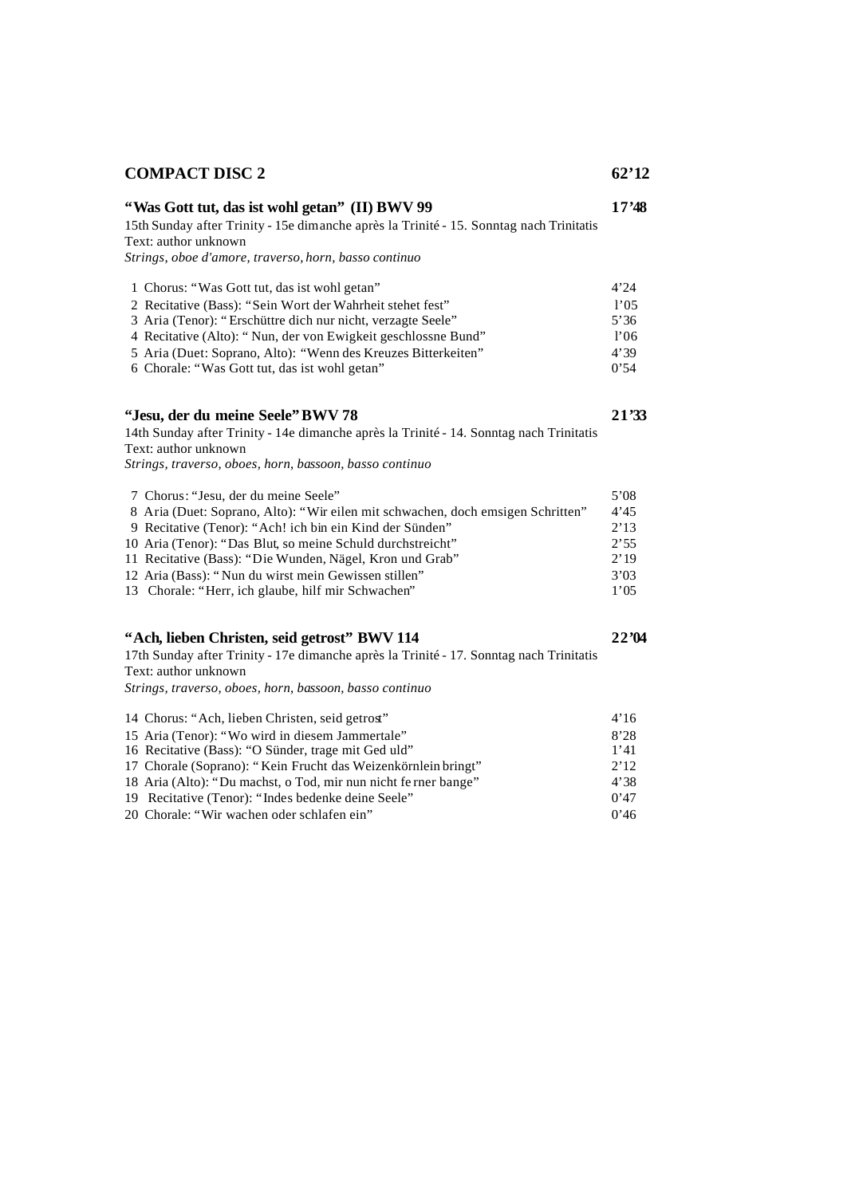## COMPACT DISC 2 — 62'12

### "Was Gott tut, das ist wohl getan" (II) BWV 99 — 17'48

15th Sunday after Trinity - 15e dimanche après la Trinité - 15. Sonntag nach Trinitatis
Text: author unknown
*Strings, oboe d'amore, traverso, horn, basso continuo*

| | | |
|---|---|---|
| 1 | Chorus: "Was Gott tut, das ist wohl getan" | 4'24 |
| 2 | Recitative (Bass): "Sein Wort der Wahrheit stehet fest" | 1'05 |
| 3 | Aria (Tenor): "Erschüttre dich nur nicht, verzagte Seele" | 5'36 |
| 4 | Recitative (Alto): "Nun, der von Ewigkeit geschlossne Bund" | 1'06 |
| 5 | Aria (Duet: Soprano, Alto): "Wenn des Kreuzes Bitterkeiten" | 4'39 |
| 6 | Chorale: "Was Gott tut, das ist wohl getan" | 0'54 |

### "Jesu, der du meine Seele" BWV 78 — 21'33

14th Sunday after Trinity - 14e dimanche après la Trinité - 14. Sonntag nach Trinitatis
Text: author unknown
*Strings, traverso, oboes, horn, bassoon, basso continuo*

| | | |
|---|---|---|
| 7 | Chorus: "Jesu, der du meine Seele" | 5'08 |
| 8 | Aria (Duet: Soprano, Alto): "Wir eilen mit schwachen, doch emsigen Schritten" | 4'45 |
| 9 | Recitative (Tenor): "Ach! ich bin ein Kind der Sünden" | 2'13 |
| 10 | Aria (Tenor): "Das Blut, so meine Schuld durchstreicht" | 2'55 |
| 11 | Recitative (Bass): "Die Wunden, Nägel, Kron und Grab" | 2'19 |
| 12 | Aria (Bass): "Nun du wirst mein Gewissen stillen" | 3'03 |
| 13 | Chorale: "Herr, ich glaube, hilf mir Schwachen" | 1'05 |

### "Ach, lieben Christen, seid getrost" BWV 114 — 22'04

17th Sunday after Trinity - 17e dimanche après la Trinité - 17. Sonntag nach Trinitatis
Text: author unknown
*Strings, traverso, oboes, horn, bassoon, basso continuo*

| | | |
|---|---|---|
| 14 | Chorus: "Ach, lieben Christen, seid getrost" | 4'16 |
| 15 | Aria (Tenor): "Wo wird in diesem Jammertale" | 8'28 |
| 16 | Recitative (Bass): "O Sünder, trage mit Geduld" | 1'41 |
| 17 | Chorale (Soprano): "Kein Frucht das Weizenkörnlein bringt" | 2'12 |
| 18 | Aria (Alto): "Du machst, o Tod, mir nun nicht ferner bange" | 4'38 |
| 19 | Recitative (Tenor): "Indes bedenke deine Seele" | 0'47 |
| 20 | Chorale: "Wir wachen oder schlafen ein" | 0'46 |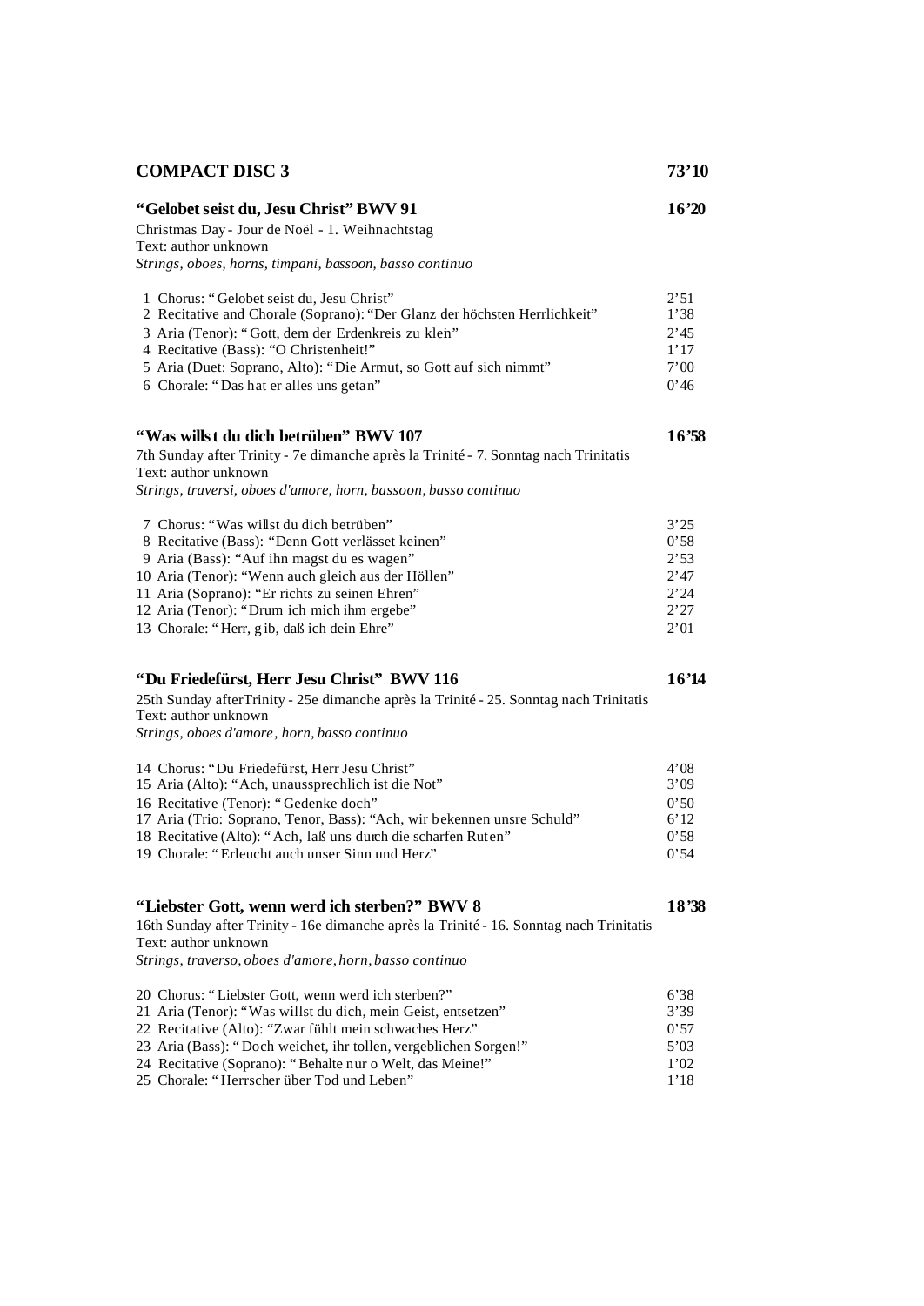## COMPACT DISC 3 — 73'10

### "Gelobet seist du, Jesu Christ" BWV 91 — 16'20

Christmas Day - Jour de Noël - 1. Weihnachtstag
Text: author unknown
*Strings, oboes, horns, timpani, bassoon, basso continuo*

| | |
|---|---|
| 1 Chorus: "Gelobet seist du, Jesu Christ" | 2'51 |
| 2 Recitative and Chorale (Soprano): "Der Glanz der höchsten Herrlichkeit" | 1'38 |
| 3 Aria (Tenor): "Gott, dem der Erdenkreis zu klein" | 2'45 |
| 4 Recitative (Bass): "O Christenheit!" | 1'17 |
| 5 Aria (Duet: Soprano, Alto): "Die Armut, so Gott auf sich nimmt" | 7'00 |
| 6 Chorale: "Das hat er alles uns getan" | 0'46 |

### "Was willst du dich betrüben" BWV 107 — 16'58

7th Sunday after Trinity - 7e dimanche après la Trinité - 7. Sonntag nach Trinitatis
Text: author unknown
*Strings, traversi, oboes d'amore, horn, bassoon, basso continuo*

| | |
|---|---|
| 7 Chorus: "Was willst du dich betrüben" | 3'25 |
| 8 Recitative (Bass): "Denn Gott verlässet keinen" | 0'58 |
| 9 Aria (Bass): "Auf ihn magst du es wagen" | 2'53 |
| 10 Aria (Tenor): "Wenn auch gleich aus der Höllen" | 2'47 |
| 11 Aria (Soprano): "Er richts zu seinen Ehren" | 2'24 |
| 12 Aria (Tenor): "Drum ich mich ihm ergebe" | 2'27 |
| 13 Chorale: "Herr, gib, daß ich dein Ehre" | 2'01 |

### "Du Friedefürst, Herr Jesu Christ" BWV 116 — 16'14

25th Sunday afterTrinity - 25e dimanche après la Trinité - 25. Sonntag nach Trinitatis
Text: author unknown
*Strings, oboes d'amore, horn, basso continuo*

| | |
|---|---|
| 14 Chorus: "Du Friedefürst, Herr Jesu Christ" | 4'08 |
| 15 Aria (Alto): "Ach, unaussprechlich ist die Not" | 3'09 |
| 16 Recitative (Tenor): "Gedenke doch" | 0'50 |
| 17 Aria (Trio: Soprano, Tenor, Bass): "Ach, wir bekennen unsre Schuld" | 6'12 |
| 18 Recitative (Alto): "Ach, laß uns durch die scharfen Ruten" | 0'58 |
| 19 Chorale: "Erleucht auch unser Sinn und Herz" | 0'54 |

### "Liebster Gott, wenn werd ich sterben?" BWV 8 — 18'38

16th Sunday after Trinity - 16e dimanche après la Trinité - 16. Sonntag nach Trinitatis
Text: author unknown
*Strings, traverso, oboes d'amore, horn, basso continuo*

| | |
|---|---|
| 20 Chorus: "Liebster Gott, wenn werd ich sterben?" | 6'38 |
| 21 Aria (Tenor): "Was willst du dich, mein Geist, entsetzen" | 3'39 |
| 22 Recitative (Alto): "Zwar fühlt mein schwaches Herz" | 0'57 |
| 23 Aria (Bass): "Doch weichet, ihr tollen, vergeblichen Sorgen!" | 5'03 |
| 24 Recitative (Soprano): "Behalte nur o Welt, das Meine!" | 1'02 |
| 25 Chorale: "Herrscher über Tod und Leben" | 1'18 |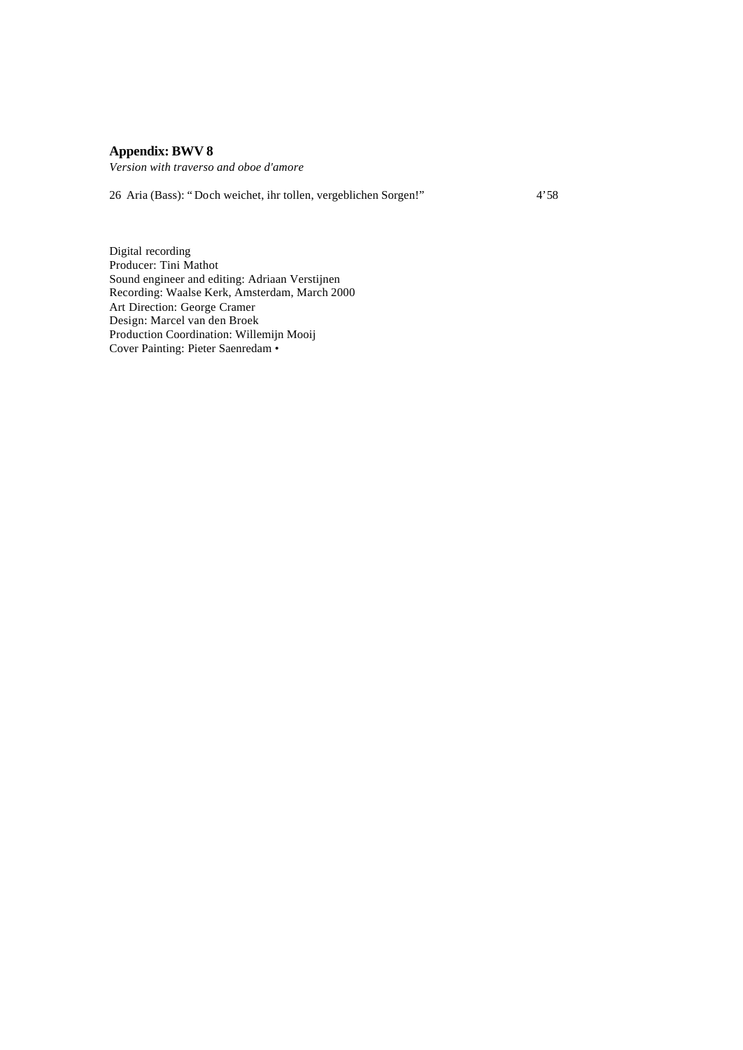**Appendix: BWV 8**

*Version with traverso and oboe d'amore*

26 Aria (Bass): " Doch weichet, ihr tollen, vergeblichen Sorgen!" 4'58

Digital recording
Producer: Tini Mathot
Sound engineer and editing: Adriaan Verstijnen
Recording: Waalse Kerk, Amsterdam, March 2000
Art Direction: George Cramer
Design: Marcel van den Broek
Production Coordination: Willemijn Mooij
Cover Painting: Pieter Saenredam •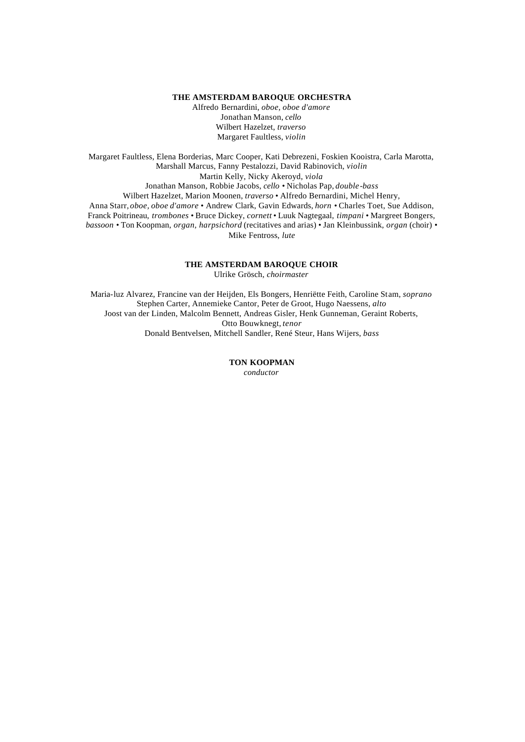**THE AMSTERDAM BAROQUE ORCHESTRA**

Alfredo Bernardini, *oboe, oboe d'amore*
Jonathan Manson, *cello*
Wilbert Hazelzet, *traverso*
Margaret Faultless, *violin*

Margaret Faultless, Elena Borderias, Marc Cooper, Kati Debrezeni, Foskien Kooistra, Carla Marotta, Marshall Marcus, Fanny Pestalozzi, David Rabinovich, *violin*
Martin Kelly, Nicky Akeroyd, *viola*
Jonathan Manson, Robbie Jacobs, *cello* • Nicholas Pap, *double-bass*
Wilbert Hazelzet, Marion Moonen, *traverso* • Alfredo Bernardini, Michel Henry, Anna Starr, *oboe, oboe d'amore* • Andrew Clark, Gavin Edwards, *horn* • Charles Toet, Sue Addison, Franck Poitrineau, *trombones* • Bruce Dickey, *cornett* • Luuk Nagtegaal, *timpani* • Margreet Bongers, *bassoon* • Ton Koopman, *organ, harpsichord* (recitatives and arias) • Jan Kleinbussink, *organ* (choir) • Mike Fentross, *lute*

**THE AMSTERDAM BAROQUE CHOIR**

Ulrike Grösch, *choirmaster*

Maria-luz Alvarez, Francine van der Heijden, Els Bongers, Henriëtte Feith, Caroline Stam, *soprano*
Stephen Carter, Annemieke Cantor, Peter de Groot, Hugo Naessens, *alto*
Joost van der Linden, Malcolm Bennett, Andreas Gisler, Henk Gunneman, Geraint Roberts, Otto Bouwknegt, *tenor*
Donald Bentvelsen, Mitchell Sandler, René Steur, Hans Wijers, *bass*

**TON KOOPMAN**

*conductor*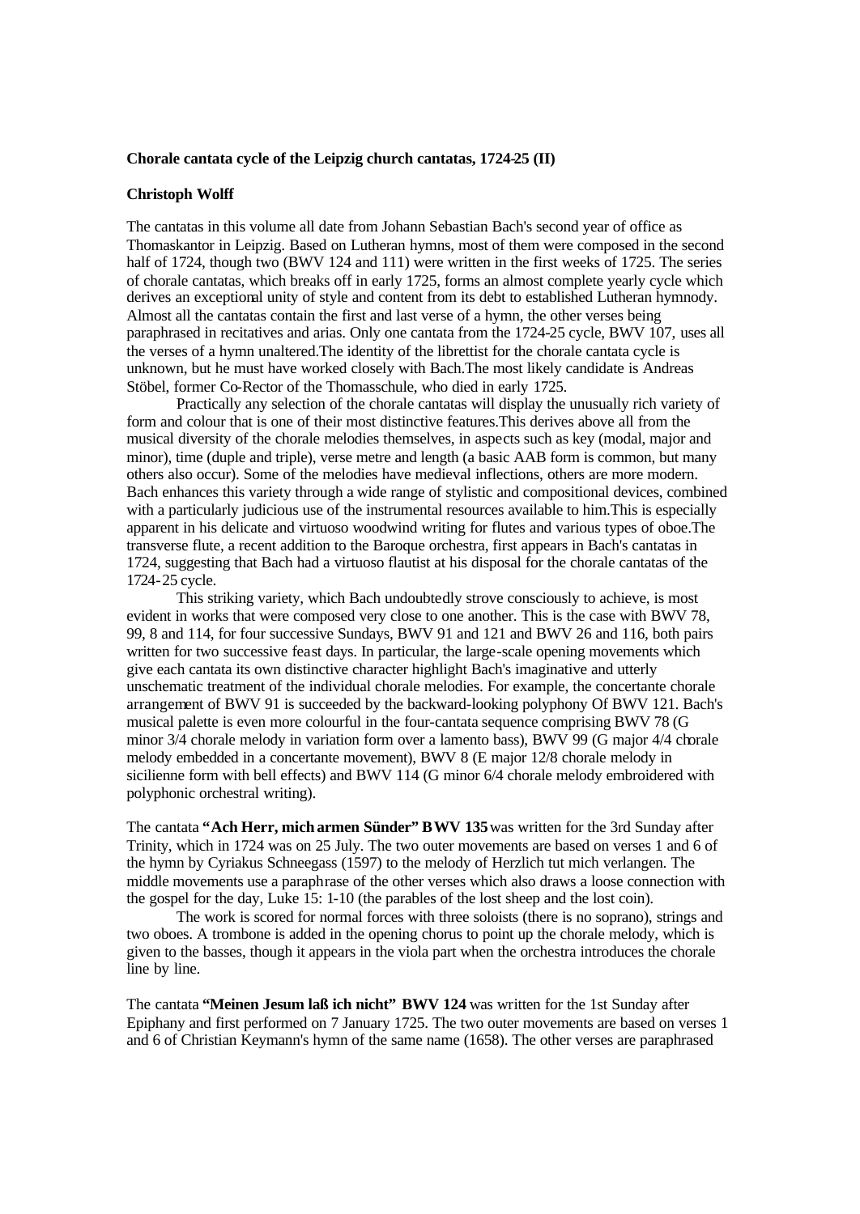**Chorale cantata cycle of the Leipzig church cantatas, 1724-25 (II)**

**Christoph Wolff**

The cantatas in this volume all date from Johann Sebastian Bach's second year of office as Thomaskantor in Leipzig. Based on Lutheran hymns, most of them were composed in the second half of 1724, though two (BWV 124 and 111) were written in the first weeks of 1725. The series of chorale cantatas, which breaks off in early 1725, forms an almost complete yearly cycle which derives an exceptional unity of style and content from its debt to established Lutheran hymnody. Almost all the cantatas contain the first and last verse of a hymn, the other verses being paraphrased in recitatives and arias. Only one cantata from the 1724-25 cycle, BWV 107, uses all the verses of a hymn unaltered.The identity of the librettist for the chorale cantata cycle is unknown, but he must have worked closely with Bach.The most likely candidate is Andreas Stöbel, former Co-Rector of the Thomasschule, who died in early 1725.

Practically any selection of the chorale cantatas will display the unusually rich variety of form and colour that is one of their most distinctive features.This derives above all from the musical diversity of the chorale melodies themselves, in aspects such as key (modal, major and minor), time (duple and triple), verse metre and length (a basic AAB form is common, but many others also occur). Some of the melodies have medieval inflections, others are more modern. Bach enhances this variety through a wide range of stylistic and compositional devices, combined with a particularly judicious use of the instrumental resources available to him.This is especially apparent in his delicate and virtuoso woodwind writing for flutes and various types of oboe.The transverse flute, a recent addition to the Baroque orchestra, first appears in Bach's cantatas in 1724, suggesting that Bach had a virtuoso flautist at his disposal for the chorale cantatas of the 1724-25 cycle.

This striking variety, which Bach undoubtedly strove consciously to achieve, is most evident in works that were composed very close to one another. This is the case with BWV 78, 99, 8 and 114, for four successive Sundays, BWV 91 and 121 and BWV 26 and 116, both pairs written for two successive feast days. In particular, the large-scale opening movements which give each cantata its own distinctive character highlight Bach's imaginative and utterly unschematic treatment of the individual chorale melodies. For example, the concertante chorale arrangement of BWV 91 is succeeded by the backward-looking polyphony Of BWV 121. Bach's musical palette is even more colourful in the four-cantata sequence comprising BWV 78 (G minor 3/4 chorale melody in variation form over a lamento bass), BWV 99 (G major 4/4 chorale melody embedded in a concertante movement), BWV 8 (E major 12/8 chorale melody in sicilienne form with bell effects) and BWV 114 (G minor 6/4 chorale melody embroidered with polyphonic orchestral writing).

The cantata **"Ach Herr, mich armen Sünder" BWV 135** was written for the 3rd Sunday after Trinity, which in 1724 was on 25 July. The two outer movements are based on verses 1 and 6 of the hymn by Cyriakus Schneegass (1597) to the melody of Herzlich tut mich verlangen. The middle movements use a paraphrase of the other verses which also draws a loose connection with the gospel for the day, Luke 15: 1-10 (the parables of the lost sheep and the lost coin).

The work is scored for normal forces with three soloists (there is no soprano), strings and two oboes. A trombone is added in the opening chorus to point up the chorale melody, which is given to the basses, though it appears in the viola part when the orchestra introduces the chorale line by line.

The cantata **"Meinen Jesum laß ich nicht" BWV 124** was written for the 1st Sunday after Epiphany and first performed on 7 January 1725. The two outer movements are based on verses 1 and 6 of Christian Keymann's hymn of the same name (1658). The other verses are paraphrased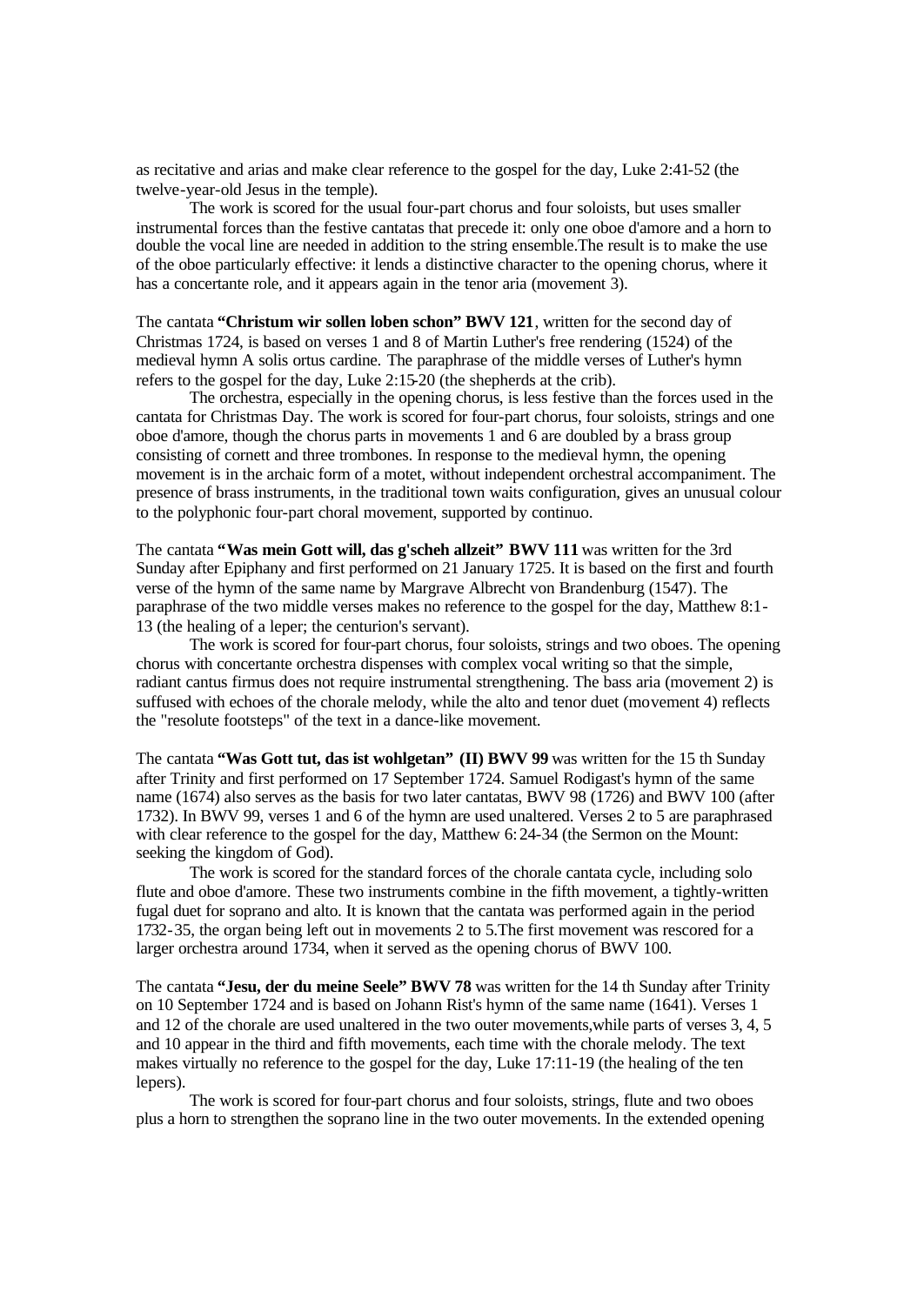as recitative and arias and make clear reference to the gospel for the day, Luke 2:41-52 (the twelve-year-old Jesus in the temple).

The work is scored for the usual four-part chorus and four soloists, but uses smaller instrumental forces than the festive cantatas that precede it: only one oboe d'amore and a horn to double the vocal line are needed in addition to the string ensemble.The result is to make the use of the oboe particularly effective: it lends a distinctive character to the opening chorus, where it has a concertante role, and it appears again in the tenor aria (movement 3).

The cantata **"Christum wir sollen loben schon" BWV 121**, written for the second day of Christmas 1724, is based on verses 1 and 8 of Martin Luther's free rendering (1524) of the medieval hymn A solis ortus cardine. The paraphrase of the middle verses of Luther's hymn refers to the gospel for the day, Luke 2:15-20 (the shepherds at the crib).

The orchestra, especially in the opening chorus, is less festive than the forces used in the cantata for Christmas Day. The work is scored for four-part chorus, four soloists, strings and one oboe d'amore, though the chorus parts in movements 1 and 6 are doubled by a brass group consisting of cornett and three trombones. In response to the medieval hymn, the opening movement is in the archaic form of a motet, without independent orchestral accompaniment. The presence of brass instruments, in the traditional town waits configuration, gives an unusual colour to the polyphonic four-part choral movement, supported by continuo.

The cantata **"Was mein Gott will, das g'scheh allzeit" BWV 111** was written for the 3rd Sunday after Epiphany and first performed on 21 January 1725. It is based on the first and fourth verse of the hymn of the same name by Margrave Albrecht von Brandenburg (1547). The paraphrase of the two middle verses makes no reference to the gospel for the day, Matthew 8:1-13 (the healing of a leper; the centurion's servant).

The work is scored for four-part chorus, four soloists, strings and two oboes. The opening chorus with concertante orchestra dispenses with complex vocal writing so that the simple, radiant cantus firmus does not require instrumental strengthening. The bass aria (movement 2) is suffused with echoes of the chorale melody, while the alto and tenor duet (movement 4) reflects the "resolute footsteps" of the text in a dance-like movement.

The cantata **"Was Gott tut, das ist wohlgetan" (II) BWV 99** was written for the 15 th Sunday after Trinity and first performed on 17 September 1724. Samuel Rodigast's hymn of the same name (1674) also serves as the basis for two later cantatas, BWV 98 (1726) and BWV 100 (after 1732). In BWV 99, verses 1 and 6 of the hymn are used unaltered. Verses 2 to 5 are paraphrased with clear reference to the gospel for the day, Matthew 6:24-34 (the Sermon on the Mount: seeking the kingdom of God).

The work is scored for the standard forces of the chorale cantata cycle, including solo flute and oboe d'amore. These two instruments combine in the fifth movement, a tightly-written fugal duet for soprano and alto. It is known that the cantata was performed again in the period 1732-35, the organ being left out in movements 2 to 5.The first movement was rescored for a larger orchestra around 1734, when it served as the opening chorus of BWV 100.

The cantata **"Jesu, der du meine Seele" BWV 78** was written for the 14 th Sunday after Trinity on 10 September 1724 and is based on Johann Rist's hymn of the same name (1641). Verses 1 and 12 of the chorale are used unaltered in the two outer movements,while parts of verses 3, 4, 5 and 10 appear in the third and fifth movements, each time with the chorale melody. The text makes virtually no reference to the gospel for the day, Luke 17:11-19 (the healing of the ten lepers).

The work is scored for four-part chorus and four soloists, strings, flute and two oboes plus a horn to strengthen the soprano line in the two outer movements. In the extended opening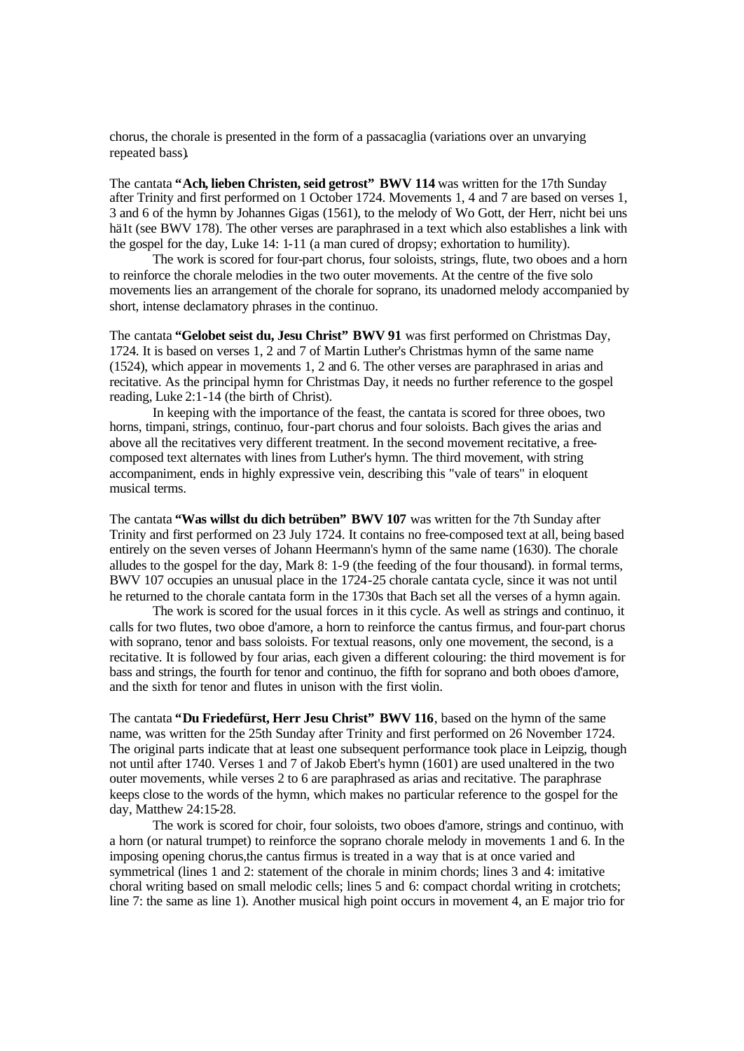chorus, the chorale is presented in the form of a passacaglia (variations over an unvarying repeated bass).

The cantata **"Ach, lieben Christen, seid getrost" BWV 114** was written for the 17th Sunday after Trinity and first performed on 1 October 1724. Movements 1, 4 and 7 are based on verses 1, 3 and 6 of the hymn by Johannes Gigas (1561), to the melody of Wo Gott, der Herr, nicht bei uns hä1t (see BWV 178). The other verses are paraphrased in a text which also establishes a link with the gospel for the day, Luke 14: 1-11 (a man cured of dropsy; exhortation to humility).

The work is scored for four-part chorus, four soloists, strings, flute, two oboes and a horn to reinforce the chorale melodies in the two outer movements. At the centre of the five solo movements lies an arrangement of the chorale for soprano, its unadorned melody accompanied by short, intense declamatory phrases in the continuo.

The cantata **"Gelobet seist du, Jesu Christ" BWV 91** was first performed on Christmas Day, 1724. It is based on verses 1, 2 and 7 of Martin Luther's Christmas hymn of the same name (1524), which appear in movements 1, 2 and 6. The other verses are paraphrased in arias and recitative. As the principal hymn for Christmas Day, it needs no further reference to the gospel reading, Luke 2:1-14 (the birth of Christ).

In keeping with the importance of the feast, the cantata is scored for three oboes, two horns, timpani, strings, continuo, four-part chorus and four soloists. Bach gives the arias and above all the recitatives very different treatment. In the second movement recitative, a free-composed text alternates with lines from Luther's hymn. The third movement, with string accompaniment, ends in highly expressive vein, describing this "vale of tears" in eloquent musical terms.

The cantata **"Was willst du dich betrüben" BWV 107** was written for the 7th Sunday after Trinity and first performed on 23 July 1724. It contains no free-composed text at all, being based entirely on the seven verses of Johann Heermann's hymn of the same name (1630). The chorale alludes to the gospel for the day, Mark 8: 1-9 (the feeding of the four thousand). in formal terms, BWV 107 occupies an unusual place in the 1724-25 chorale cantata cycle, since it was not until he returned to the chorale cantata form in the 1730s that Bach set all the verses of a hymn again.

The work is scored for the usual forces in it this cycle. As well as strings and continuo, it calls for two flutes, two oboe d'amore, a horn to reinforce the cantus firmus, and four-part chorus with soprano, tenor and bass soloists. For textual reasons, only one movement, the second, is a recitative. It is followed by four arias, each given a different colouring: the third movement is for bass and strings, the fourth for tenor and continuo, the fifth for soprano and both oboes d'amore, and the sixth for tenor and flutes in unison with the first violin.

The cantata **"Du Friedefürst, Herr Jesu Christ" BWV 116**, based on the hymn of the same name, was written for the 25th Sunday after Trinity and first performed on 26 November 1724. The original parts indicate that at least one subsequent performance took place in Leipzig, though not until after 1740. Verses 1 and 7 of Jakob Ebert's hymn (1601) are used unaltered in the two outer movements, while verses 2 to 6 are paraphrased as arias and recitative. The paraphrase keeps close to the words of the hymn, which makes no particular reference to the gospel for the day, Matthew 24:15-28.

The work is scored for choir, four soloists, two oboes d'amore, strings and continuo, with a horn (or natural trumpet) to reinforce the soprano chorale melody in movements 1 and 6. In the imposing opening chorus, the cantus firmus is treated in a way that is at once varied and symmetrical (lines 1 and 2: statement of the chorale in minim chords; lines 3 and 4: imitative choral writing based on small melodic cells; lines 5 and 6: compact chordal writing in crotchets; line 7: the same as line 1). Another musical high point occurs in movement 4, an E major trio for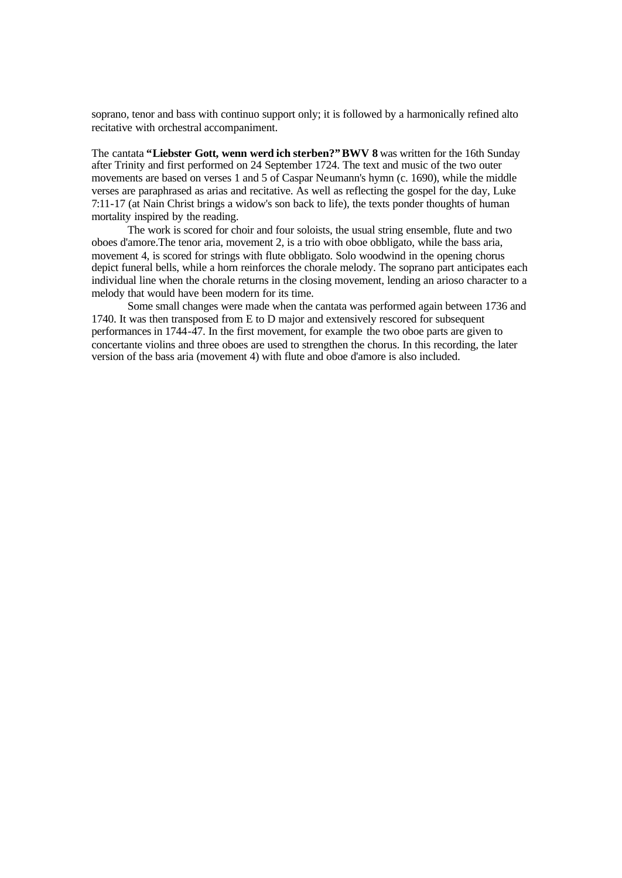soprano, tenor and bass with continuo support only; it is followed by a harmonically refined alto recitative with orchestral accompaniment.

The cantata **"Liebster Gott, wenn werd ich sterben?" BWV 8** was written for the 16th Sunday after Trinity and first performed on 24 September 1724. The text and music of the two outer movements are based on verses 1 and 5 of Caspar Neumann's hymn (c. 1690), while the middle verses are paraphrased as arias and recitative. As well as reflecting the gospel for the day, Luke 7:11-17 (at Nain Christ brings a widow's son back to life), the texts ponder thoughts of human mortality inspired by the reading.

The work is scored for choir and four soloists, the usual string ensemble, flute and two oboes d'amore.The tenor aria, movement 2, is a trio with oboe obbligato, while the bass aria, movement 4, is scored for strings with flute obbligato. Solo woodwind in the opening chorus depict funeral bells, while a horn reinforces the chorale melody. The soprano part anticipates each individual line when the chorale returns in the closing movement, lending an arioso character to a melody that would have been modern for its time.

Some small changes were made when the cantata was performed again between 1736 and 1740. It was then transposed from E to D major and extensively rescored for subsequent performances in 1744-47. In the first movement, for example the two oboe parts are given to concertante violins and three oboes are used to strengthen the chorus. In this recording, the later version of the bass aria (movement 4) with flute and oboe d'amore is also included.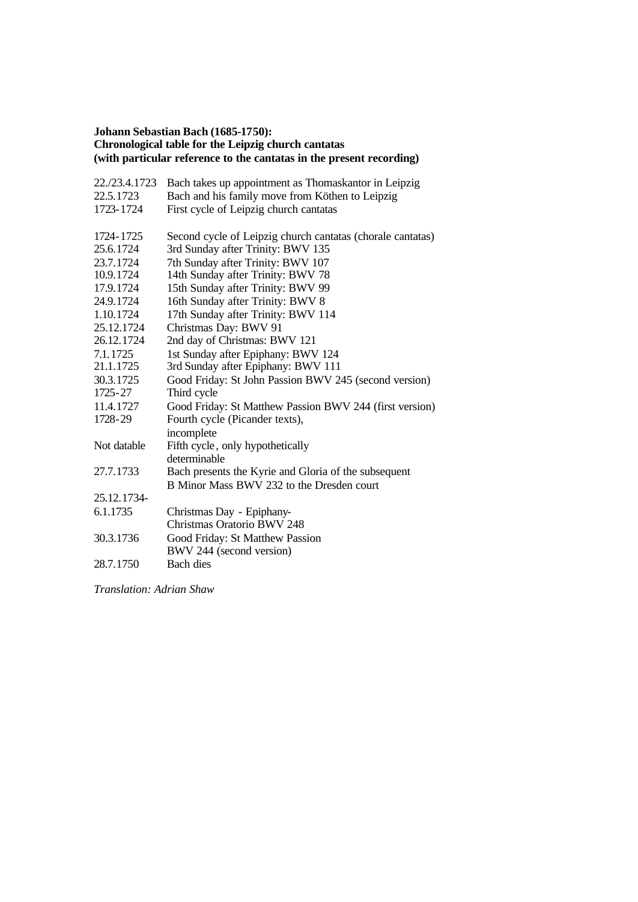**Johann Sebastian Bach (1685-1750):**
**Chronological table for the Leipzig church cantatas**
**(with particular reference to the cantatas in the present recording)**

| | |
|---|---|
| 22./23.4.1723 | Bach takes up appointment as Thomaskantor in Leipzig |
| 22.5.1723 | Bach and his family move from Köthen to Leipzig |
| 1723-1724 | First cycle of Leipzig church cantatas |
| | |
| 1724-1725 | Second cycle of Leipzig church cantatas (chorale cantatas) |
| 25.6.1724 | 3rd Sunday after Trinity: BWV 135 |
| 23.7.1724 | 7th Sunday after Trinity: BWV 107 |
| 10.9.1724 | 14th Sunday after Trinity: BWV 78 |
| 17.9.1724 | 15th Sunday after Trinity: BWV 99 |
| 24.9.1724 | 16th Sunday after Trinity: BWV 8 |
| 1.10.1724 | 17th Sunday after Trinity: BWV 114 |
| 25.12.1724 | Christmas Day: BWV 91 |
| 26.12.1724 | 2nd day of Christmas: BWV 121 |
| 7.1.1725 | 1st Sunday after Epiphany: BWV 124 |
| 21.1.1725 | 3rd Sunday after Epiphany: BWV 111 |
| 30.3.1725 | Good Friday: St John Passion BWV 245 (second version) |
| 1725-27 | Third cycle |
| 11.4.1727 | Good Friday: St Matthew Passion BWV 244 (first version) |
| 1728-29 | Fourth cycle (Picander texts), incomplete |
| Not datable | Fifth cycle, only hypothetically determinable |
| 27.7.1733 | Bach presents the Kyrie and Gloria of the subsequent B Minor Mass BWV 232 to the Dresden court |
| 25.12.1734-6.1.1735 | Christmas Day - Epiphany- Christmas Oratorio BWV 248 |
| 30.3.1736 | Good Friday: St Matthew Passion BWV 244 (second version) |
| 28.7.1750 | Bach dies |

*Translation: Adrian Shaw*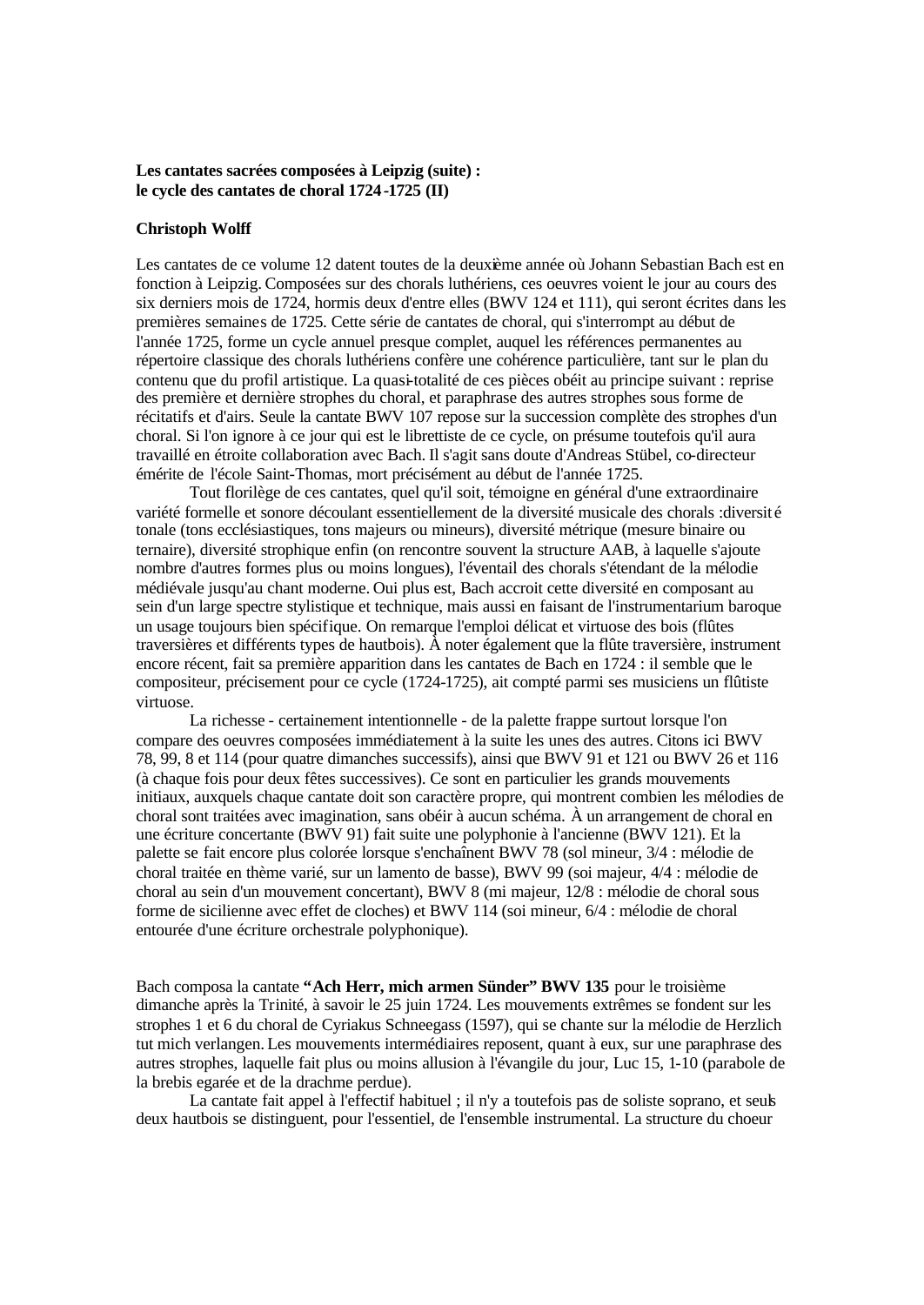**Les cantates sacrées composées à Leipzig (suite) :**
**le cycle des cantates de choral 1724-1725 (II)**

**Christoph Wolff**

Les cantates de ce volume 12 datent toutes de la deuxième année où Johann Sebastian Bach est en fonction à Leipzig. Composées sur des chorals luthériens, ces oeuvres voient le jour au cours des six derniers mois de 1724, hormis deux d'entre elles (BWV 124 et 111), qui seront écrites dans les premières semaines de 1725. Cette série de cantates de choral, qui s'interrompt au début de l'année 1725, forme un cycle annuel presque complet, auquel les références permanentes au répertoire classique des chorals luthériens confère une cohérence particulière, tant sur le plan du contenu que du profil artistique. La quasi-totalité de ces pièces obéit au principe suivant : reprise des première et dernière strophes du choral, et paraphrase des autres strophes sous forme de récitatifs et d'airs. Seule la cantate BWV 107 repose sur la succession complète des strophes d'un choral. Si l'on ignore à ce jour qui est le librettiste de ce cycle, on présume toutefois qu'il aura travaillé en étroite collaboration avec Bach. Il s'agit sans doute d'Andreas Stübel, co-directeur émérite de l'école Saint-Thomas, mort précisément au début de l'année 1725.

Tout florilège de ces cantates, quel qu'il soit, témoigne en général d'une extraordinaire variété formelle et sonore découlant essentiellement de la diversité musicale des chorals : diversité tonale (tons ecclésiastiques, tons majeurs ou mineurs), diversité métrique (mesure binaire ou ternaire), diversité strophique enfin (on rencontre souvent la structure AAB, à laquelle s'ajoute nombre d'autres formes plus ou moins longues), l'éventail des chorals s'étendant de la mélodie médiévale jusqu'au chant moderne. Qui plus est, Bach accroit cette diversité en composant au sein d'un large spectre stylistique et technique, mais aussi en faisant de l'instrumentarium baroque un usage toujours bien spécifique. On remarque l'emploi délicat et virtuose des bois (flûtes traversières et différents types de hautbois). À noter également que la flûte traversière, instrument encore récent, fait sa première apparition dans les cantates de Bach en 1724 : il semble que le compositeur, précisement pour ce cycle (1724-1725), ait compté parmi ses musiciens un flûtiste virtuose.

La richesse - certainement intentionnelle - de la palette frappe surtout lorsque l'on compare des oeuvres composées immédiatement à la suite les unes des autres. Citons ici BWV 78, 99, 8 et 114 (pour quatre dimanches successifs), ainsi que BWV 91 et 121 ou BWV 26 et 116 (à chaque fois pour deux fêtes successives). Ce sont en particulier les grands mouvements initiaux, auxquels chaque cantate doit son caractère propre, qui montrent combien les mélodies de choral sont traitées avec imagination, sans obéir à aucun schéma. À un arrangement de choral en une écriture concertante (BWV 91) fait suite une polyphonie à l'ancienne (BWV 121). Et la palette se fait encore plus colorée lorsque s'enchaînent BWV 78 (sol mineur, 3/4 : mélodie de choral traitée en thème varié, sur un lamento de basse), BWV 99 (soi majeur, 4/4 : mélodie de choral au sein d'un mouvement concertant), BWV 8 (mi majeur, 12/8 : mélodie de choral sous forme de sicilienne avec effet de cloches) et BWV 114 (soi mineur, 6/4 : mélodie de choral entourée d'une écriture orchestrale polyphonique).

Bach composa la cantate **"Ach Herr, mich armen Sünder" BWV 135** pour le troisième dimanche après la Trinité, à savoir le 25 juin 1724. Les mouvements extrêmes se fondent sur les strophes 1 et 6 du choral de Cyriakus Schneegass (1597), qui se chante sur la mélodie de Herzlich tut mich verlangen. Les mouvements intermédiaires reposent, quant à eux, sur une paraphrase des autres strophes, laquelle fait plus ou moins allusion à l'évangile du jour, Luc 15, 1-10 (parabole de la brebis egarée et de la drachme perdue).

La cantate fait appel à l'effectif habituel ; il n'y a toutefois pas de soliste soprano, et seuls deux hautbois se distinguent, pour l'essentiel, de l'ensemble instrumental. La structure du choeur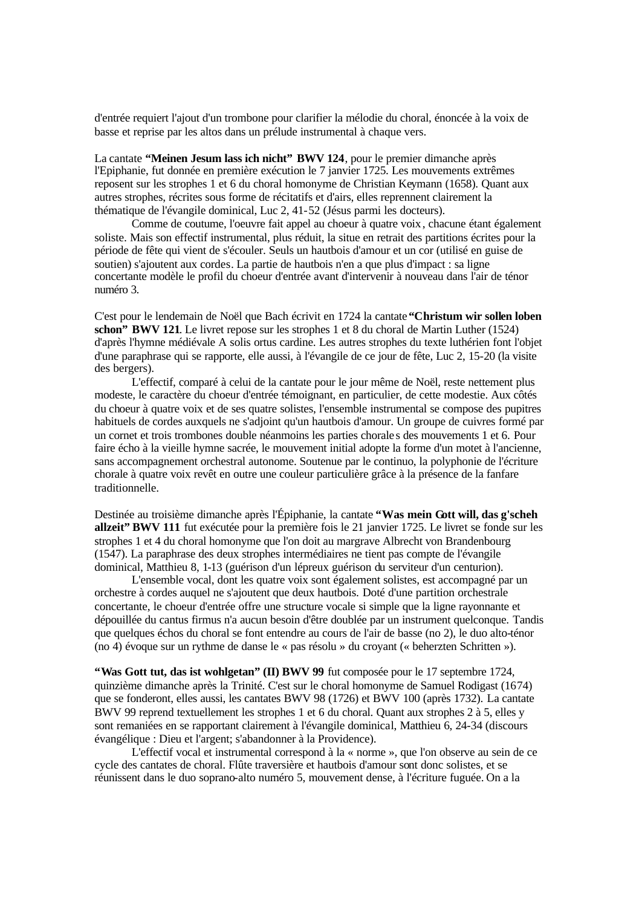d'entrée requiert l'ajout d'un trombone pour clarifier la mélodie du choral, énoncée à la voix de basse et reprise par les altos dans un prélude instrumental à chaque vers.

La cantate **“Meinen Jesum lass ich nicht” BWV 124**, pour le premier dimanche après l'Epiphanie, fut donnée en première exécution le 7 janvier 1725. Les mouvements extrêmes reposent sur les strophes 1 et 6 du choral homonyme de Christian Keymann (1658). Quant aux autres strophes, récrites sous forme de récitatifs et d'airs, elles reprennent clairement la thématique de l'évangile dominical, Luc 2, 41-52 (Jésus parmi les docteurs).

Comme de coutume, l'oeuvre fait appel au choeur à quatre voix, chacune étant également soliste. Mais son effectif instrumental, plus réduit, la situe en retrait des partitions écrites pour la période de fête qui vient de s'écouler. Seuls un hautbois d'amour et un cor (utilisé en guise de soutien) s'ajoutent aux cordes. La partie de hautbois n'en a que plus d'impact : sa ligne concertante modèle le profil du choeur d'entrée avant d'intervenir à nouveau dans l'air de ténor numéro 3.

C'est pour le lendemain de Noël que Bach écrivit en 1724 la cantate **“Christum wir sollen loben schon” BWV 121**. Le livret repose sur les strophes 1 et 8 du choral de Martin Luther (1524) d'après l'hymne médiévale A solis ortus cardine. Les autres strophes du texte luthérien font l'objet d'une paraphrase qui se rapporte, elle aussi, à l'évangile de ce jour de fête, Luc 2, 15-20 (la visite des bergers).

L'effectif, comparé à celui de la cantate pour le jour même de Noël, reste nettement plus modeste, le caractère du choeur d'entrée témoignant, en particulier, de cette modestie. Aux côtés du choeur à quatre voix et de ses quatre solistes, l'ensemble instrumental se compose des pupitres habituels de cordes auxquels ne s'adjoint qu'un hautbois d'amour. Un groupe de cuivres formé par un cornet et trois trombones double néanmoins les parties chorales des mouvements 1 et 6. Pour faire écho à la vieille hymne sacrée, le mouvement initial adopte la forme d'un motet à l'ancienne, sans accompagnement orchestral autonome. Soutenue par le continuo, la polyphonie de l'écriture chorale à quatre voix revêt en outre une couleur particulière grâce à la présence de la fanfare traditionnelle.

Destinée au troisième dimanche après l'Épiphanie, la cantate **“Was mein Gott will, das g'scheh allzeit” BWV 111** fut exécutée pour la première fois le 21 janvier 1725. Le livret se fonde sur les strophes 1 et 4 du choral homonyme que l'on doit au margrave Albrecht von Brandenbourg (1547). La paraphrase des deux strophes intermédiaires ne tient pas compte de l'évangile dominical, Matthieu 8, 1-13 (guérison d'un lépreux guérison du serviteur d'un centurion).

L'ensemble vocal, dont les quatre voix sont également solistes, est accompagné par un orchestre à cordes auquel ne s'ajoutent que deux hautbois. Doté d'une partition orchestrale concertante, le choeur d'entrée offre une structure vocale si simple que la ligne rayonnante et dépouillée du cantus firmus n'a aucun besoin d'être doublée par un instrument quelconque. Tandis que quelques échos du choral se font entendre au cours de l'air de basse (no 2), le duo alto-ténor (no 4) évoque sur un rythme de danse le « pas résolu » du croyant (« beherzten Schritten »).

**“Was Gott tut, das ist wohlgetan” (II) BWV 99** fut composée pour le 17 septembre 1724, quinzième dimanche après la Trinité. C'est sur le choral homonyme de Samuel Rodigast (1674) que se fonderont, elles aussi, les cantates BWV 98 (1726) et BWV 100 (après 1732). La cantate BWV 99 reprend textuellement les strophes 1 et 6 du choral. Quant aux strophes 2 à 5, elles y sont remaniées en se rapportant clairement à l'évangile dominical, Matthieu 6, 24-34 (discours évangélique : Dieu et l'argent; s'abandonner à la Providence).

L'effectif vocal et instrumental correspond à la « norme », que l'on observe au sein de ce cycle des cantates de choral. Flûte traversière et hautbois d'amour sont donc solistes, et se réunissent dans le duo soprano-alto numéro 5, mouvement dense, à l'écriture fuguée. On a la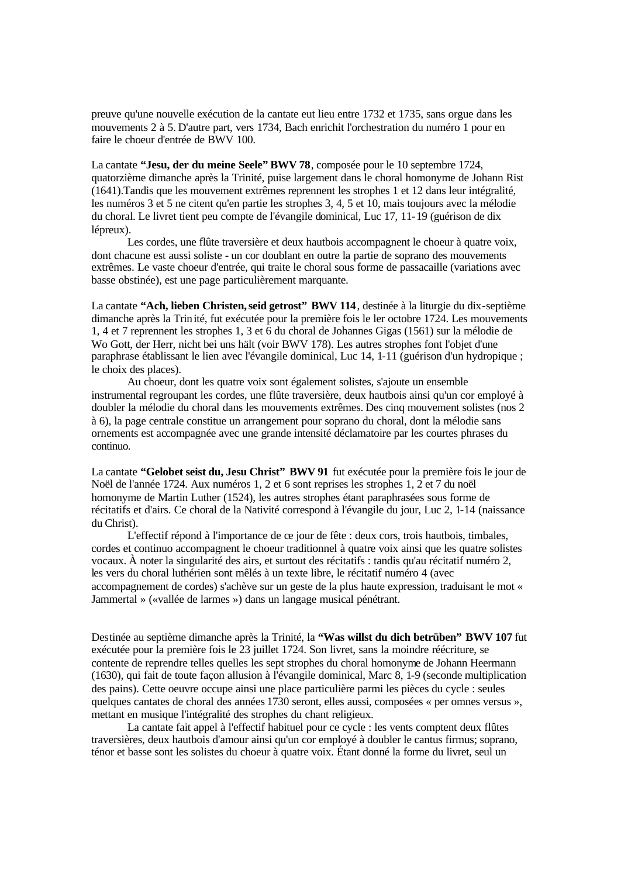preuve qu'une nouvelle exécution de la cantate eut lieu entre 1732 et 1735, sans orgue dans les mouvements 2 à 5. D'autre part, vers 1734, Bach enrichit l'orchestration du numéro 1 pour en faire le choeur d'entrée de BWV 100.

La cantate **“Jesu, der du meine Seele” BWV 78**, composée pour le 10 septembre 1724, quatorzième dimanche après la Trinité, puise largement dans le choral homonyme de Johann Rist (1641).Tandis que les mouvement extrêmes reprennent les strophes 1 et 12 dans leur intégralité, les numéros 3 et 5 ne citent qu'en partie les strophes 3, 4, 5 et 10, mais toujours avec la mélodie du choral. Le livret tient peu compte de l'évangile dominical, Luc 17, 11-19 (guérison de dix lépreux).

Les cordes, une flûte traversière et deux hautbois accompagnent le choeur à quatre voix, dont chacune est aussi soliste - un cor doublant en outre la partie de soprano des mouvements extrêmes. Le vaste choeur d'entrée, qui traite le choral sous forme de passacaille (variations avec basse obstinée), est une page particulièrement marquante.

La cantate **“Ach, lieben Christen, seid getrost” BWV 114**, destinée à la liturgie du dix-septième dimanche après la Trinité, fut exécutée pour la première fois le ler octobre 1724. Les mouvements 1, 4 et 7 reprennent les strophes 1, 3 et 6 du choral de Johannes Gigas (1561) sur la mélodie de Wo Gott, der Herr, nicht bei uns hält (voir BWV 178). Les autres strophes font l'objet d'une paraphrase établissant le lien avec l'évangile dominical, Luc 14, 1-11 (guérison d'un hydropique ; le choix des places).

Au choeur, dont les quatre voix sont également solistes, s'ajoute un ensemble instrumental regroupant les cordes, une flûte traversière, deux hautbois ainsi qu'un cor employé à doubler la mélodie du choral dans les mouvements extrêmes. Des cinq mouvement solistes (nos 2 à 6), la page centrale constitue un arrangement pour soprano du choral, dont la mélodie sans ornements est accompagnée avec une grande intensité déclamatoire par les courtes phrases du continuo.

La cantate **“Gelobet seist du, Jesu Christ” BWV 91** fut exécutée pour la première fois le jour de Noël de l'année 1724. Aux numéros 1, 2 et 6 sont reprises les strophes 1, 2 et 7 du noël homonyme de Martin Luther (1524), les autres strophes étant paraphrasées sous forme de récitatifs et d'airs. Ce choral de la Nativité correspond à l'évangile du jour, Luc 2, 1-14 (naissance du Christ).

L'effectif répond à l'importance de ce jour de fête : deux cors, trois hautbois, timbales, cordes et continuo accompagnent le choeur traditionnel à quatre voix ainsi que les quatre solistes vocaux. À noter la singularité des airs, et surtout des récitatifs : tandis qu'au récitatif numéro 2, les vers du choral luthérien sont mêlés à un texte libre, le récitatif numéro 4 (avec accompagnement de cordes) s'achève sur un geste de la plus haute expression, traduisant le mot « Jammertal » («vallée de larmes ») dans un langage musical pénétrant.

Destinée au septième dimanche après la Trinité, la **“Was willst du dich betrüben” BWV 107** fut exécutée pour la première fois le 23 juillet 1724. Son livret, sans la moindre réécriture, se contente de reprendre telles quelles les sept strophes du choral homonyme de Johann Heermann (1630), qui fait de toute façon allusion à l'évangile dominical, Marc 8, 1-9 (seconde multiplication des pains). Cette oeuvre occupe ainsi une place particulière parmi les pièces du cycle : seules quelques cantates de choral des années 1730 seront, elles aussi, composées « per omnes versus », mettant en musique l'intégralité des strophes du chant religieux.

La cantate fait appel à l'effectif habituel pour ce cycle : les vents comptent deux flûtes traversières, deux hautbois d'amour ainsi qu'un cor employé à doubler le cantus firmus; soprano, ténor et basse sont les solistes du choeur à quatre voix. Étant donné la forme du livret, seul un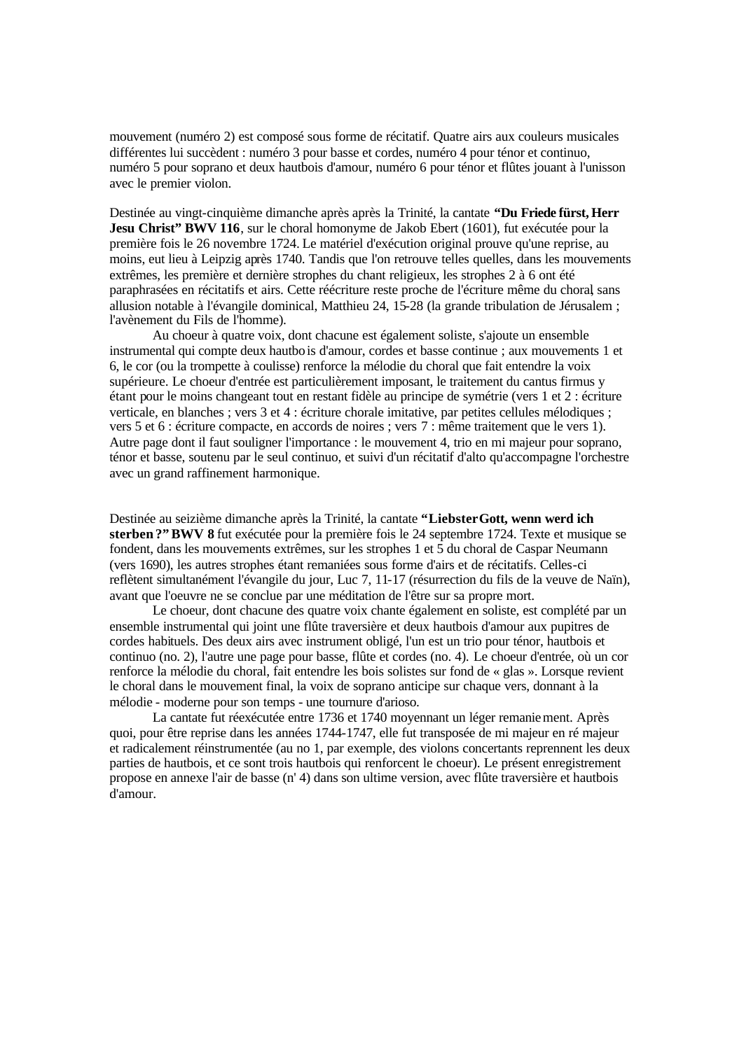mouvement (numéro 2) est composé sous forme de récitatif. Quatre airs aux couleurs musicales différentes lui succèdent : numéro 3 pour basse et cordes, numéro 4 pour ténor et continuo, numéro 5 pour soprano et deux hautbois d'amour, numéro 6 pour ténor et flûtes jouant à l'unisson avec le premier violon.

Destinée au vingt-cinquième dimanche après après la Trinité, la cantate **"Du Friede fürst, Herr Jesu Christ" BWV 116**, sur le choral homonyme de Jakob Ebert (1601), fut exécutée pour la première fois le 26 novembre 1724. Le matériel d'exécution original prouve qu'une reprise, au moins, eut lieu à Leipzig après 1740. Tandis que l'on retrouve telles quelles, dans les mouvements extrêmes, les première et dernière strophes du chant religieux, les strophes 2 à 6 ont été paraphrasées en récitatifs et airs. Cette réécriture reste proche de l'écriture même du choral, sans allusion notable à l'évangile dominical, Matthieu 24, 15-28 (la grande tribulation de Jérusalem ; l'avènement du Fils de l'homme).

Au choeur à quatre voix, dont chacune est également soliste, s'ajoute un ensemble instrumental qui compte deux hautbois d'amour, cordes et basse continue ; aux mouvements 1 et 6, le cor (ou la trompette à coulisse) renforce la mélodie du choral que fait entendre la voix supérieure. Le choeur d'entrée est particulièrement imposant, le traitement du cantus firmus y étant pour le moins changeant tout en restant fidèle au principe de symétrie (vers 1 et 2 : écriture verticale, en blanches ; vers 3 et 4 : écriture chorale imitative, par petites cellules mélodiques ; vers 5 et 6 : écriture compacte, en accords de noires ; vers 7 : même traitement que le vers 1). Autre page dont il faut souligner l'importance : le mouvement 4, trio en mi majeur pour soprano, ténor et basse, soutenu par le seul continuo, et suivi d'un récitatif d'alto qu'accompagne l'orchestre avec un grand raffinement harmonique.

Destinée au seizième dimanche après la Trinité, la cantate **"Liebster Gott, wenn werd ich sterben ?" BWV 8** fut exécutée pour la première fois le 24 septembre 1724. Texte et musique se fondent, dans les mouvements extrêmes, sur les strophes 1 et 5 du choral de Caspar Neumann (vers 1690), les autres strophes étant remaniées sous forme d'airs et de récitatifs. Celles-ci reflètent simultanément l'évangile du jour, Luc 7, 11-17 (résurrection du fils de la veuve de Naïn), avant que l'oeuvre ne se conclue par une méditation de l'être sur sa propre mort.

Le choeur, dont chacune des quatre voix chante également en soliste, est complété par un ensemble instrumental qui joint une flûte traversière et deux hautbois d'amour aux pupitres de cordes habituels. Des deux airs avec instrument obligé, l'un est un trio pour ténor, hautbois et continuo (no. 2), l'autre une page pour basse, flûte et cordes (no. 4). Le choeur d'entrée, où un cor renforce la mélodie du choral, fait entendre les bois solistes sur fond de « glas ». Lorsque revient le choral dans le mouvement final, la voix de soprano anticipe sur chaque vers, donnant à la mélodie - moderne pour son temps - une tournure d'arioso.

La cantate fut réexécutée entre 1736 et 1740 moyennant un léger remaniement. Après quoi, pour être reprise dans les années 1744-1747, elle fut transposée de mi majeur en ré majeur et radicalement réinstrumentée (au no 1, par exemple, des violons concertants reprennent les deux parties de hautbois, et ce sont trois hautbois qui renforcent le choeur). Le présent enregistrement propose en annexe l'air de basse (n' 4) dans son ultime version, avec flûte traversière et hautbois d'amour.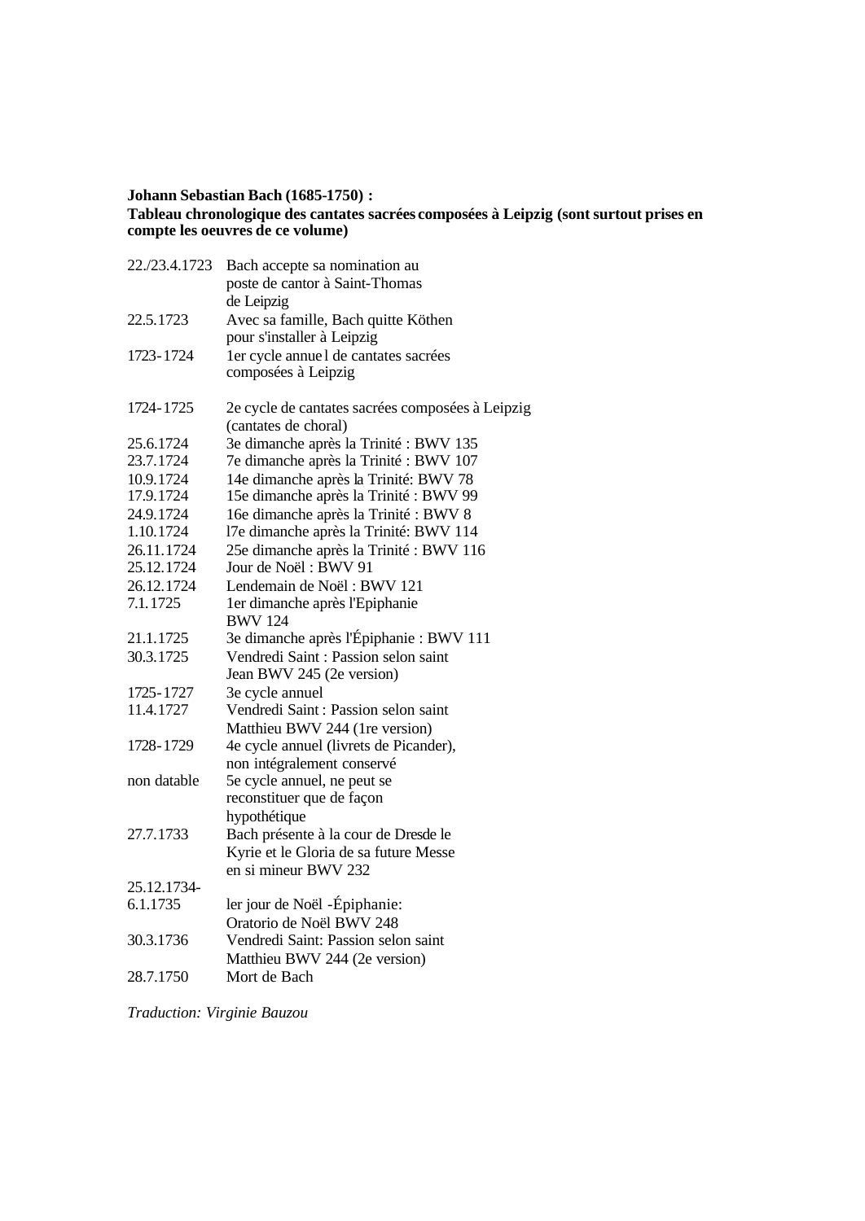**Johann Sebastian Bach (1685-1750) :**
**Tableau chronologique des cantates sacrées composées à Leipzig (sont surtout prises en compte les oeuvres de ce volume)**

| | |
|---|---|
| 22./23.4.1723 | Bach accepte sa nomination au poste de cantor à Saint-Thomas de Leipzig |
| 22.5.1723 | Avec sa famille, Bach quitte Köthen pour s'installer à Leipzig |
| 1723-1724 | 1er cycle annuel de cantates sacrées composées à Leipzig |
| 1724-1725 | 2e cycle de cantates sacrées composées à Leipzig (cantates de choral) |
| 25.6.1724 | 3e dimanche après la Trinité : BWV 135 |
| 23.7.1724 | 7e dimanche après la Trinité : BWV 107 |
| 10.9.1724 | 14e dimanche après la Trinité: BWV 78 |
| 17.9.1724 | 15e dimanche après la Trinité : BWV 99 |
| 24.9.1724 | 16e dimanche après la Trinité : BWV 8 |
| 1.10.1724 | l7e dimanche après la Trinité: BWV 114 |
| 26.11.1724 | 25e dimanche après la Trinité : BWV 116 |
| 25.12.1724 | Jour de Noël : BWV 91 |
| 26.12.1724 | Lendemain de Noël : BWV 121 |
| 7.1.1725 | 1er dimanche après l'Epiphanie BWV 124 |
| 21.1.1725 | 3e dimanche après l'Épiphanie : BWV 111 |
| 30.3.1725 | Vendredi Saint : Passion selon saint Jean BWV 245 (2e version) |
| 1725-1727 | 3e cycle annuel |
| 11.4.1727 | Vendredi Saint : Passion selon saint Matthieu BWV 244 (1re version) |
| 1728-1729 | 4e cycle annuel (livrets de Picander), non intégralement conservé |
| non datable | 5e cycle annuel, ne peut se reconstituer que de façon hypothétique |
| 27.7.1733 | Bach présente à la cour de Dresde le Kyrie et le Gloria de sa future Messe en si mineur BWV 232 |
| 25.12.1734-6.1.1735 | ler jour de Noël -Épiphanie: Oratorio de Noël BWV 248 |
| 30.3.1736 | Vendredi Saint: Passion selon saint Matthieu BWV 244 (2e version) |
| 28.7.1750 | Mort de Bach |

*Traduction: Virginie Bauzou*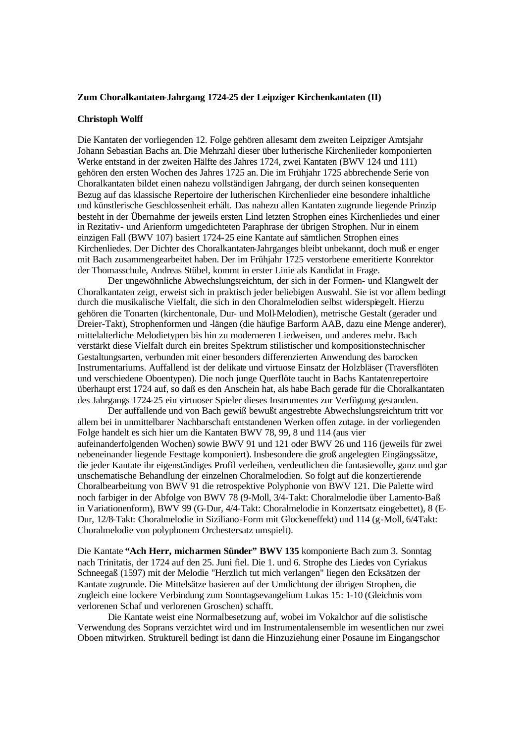**Zum Choralkantaten-Jahrgang 1724-25 der Leipziger Kirchenkantaten (II)**

**Christoph Wolff**

Die Kantaten der vorliegenden 12. Folge gehören allesamt dem zweiten Leipziger Amtsjahr Johann Sebastian Bachs an. Die Mehrzahl dieser über lutherische Kirchenlieder komponierten Werke entstand in der zweiten Hälfte des Jahres 1724, zwei Kantaten (BWV 124 und 111) gehören den ersten Wochen des Jahres 1725 an. Die im Frühjahr 1725 abbrechende Serie von Choralkantaten bildet einen nahezu vollständigen Jahrgang, der durch seinen konsequenten Bezug auf das klassische Repertoire der lutherischen Kirchenlieder eine besondere inhaltliche und künstlerische Geschlossenheit erhält. Das nahezu allen Kantaten zugrunde liegende Prinzip besteht in der Übernahme der jeweils ersten Lind letzten Strophen eines Kirchenliedes und einer in Rezitativ- und Arienform umgedichteten Paraphrase der übrigen Strophen. Nur in einem einzigen Fall (BWV 107) basiert 1724-25 eine Kantate auf sämtlichen Strophen eines Kirchenliedes. Der Dichter des Choralkantaten-Jahrganges bleibt unbekannt, doch muß er enger mit Bach zusammengearbeitet haben. Der im Frühjahr 1725 verstorbene emeritierte Konrektor der Thomasschule, Andreas Stübel, kommt in erster Linie als Kandidat in Frage.

Der ungewöhnliche Abwechslungsreichtum, der sich in der Formen- und Klangwelt der Choralkantaten zeigt, erweist sich in praktisch jeder beliebigen Auswahl. Sie ist vor allem bedingt durch die musikalische Vielfalt, die sich in den Choralmelodien selbst widerspiegelt. Hierzu gehören die Tonarten (kirchentonale, Dur- und Moll-Melodien), metrische Gestalt (gerader und Dreier-Takt), Strophenformen und -längen (die häufige Barform AAB, dazu eine Menge anderer), mittelalterliche Melodietypen bis hin zu moderneren Liedweisen, und anderes mehr. Bach verstärkt diese Vielfalt durch ein breites Spektrum stilistischer und kompositionstechnischer Gestaltungsarten, verbunden mit einer besonders differenzierten Anwendung des barocken Instrumentariums. Auffallend ist der delikate und virtuose Einsatz der Holzbläser (Traversflöten und verschiedene Oboentypen). Die noch junge Querflöte taucht in Bachs Kantatenrepertoire überhaupt erst 1724 auf, so daß es den Anschein hat, als habe Bach gerade für die Choralkantaten des Jahrgangs 1724-25 ein virtuoser Spieler dieses Instrumentes zur Verfügung gestanden.

Der auffallende und von Bach gewiß bewußt angestrebte Abwechslungsreichtum tritt vor allem bei in unmittelbarer Nachbarschaft entstandenen Werken offen zutage. in der vorliegenden Folge handelt es sich hier um die Kantaten BWV 78, 99, 8 und 114 (aus vier aufeinanderfolgenden Wochen) sowie BWV 91 und 121 oder BWV 26 und 116 (jeweils für zwei nebeneinander liegende Festtage komponiert). Insbesondere die groß angelegten Eingängssätze, die jeder Kantate ihr eigenständiges Profil verleihen, verdeutlichen die fantasievolle, ganz und gar unschematische Behandlung der einzelnen Choralmelodien. So folgt auf die konzertierende Choralbearbeitung von BWV 91 die retrospektive Polyphonie von BWV 121. Die Palette wird noch farbiger in der Abfolge von BWV 78 (9-Moll, 3/4-Takt: Choralmelodie über Lamento-Baß in Variationenform), BWV 99 (G-Dur, 4/4-Takt: Choralmelodie in Konzertsatz eingebettet), 8 (E-Dur, 12/8-Takt: Choralmelodie in Siziliano-Form mit Glockeneffekt) und 114 (g-Moll, 6/4Takt: Choralmelodie von polyphonem Orchestersatz umspielt).

Die Kantate **"Ach Herr, mich armen Sünder" BWV 135** komponierte Bach zum 3. Sonntag nach Trinitatis, der 1724 auf den 25. Juni fiel. Die 1. und 6. Strophe des Liedes von Cyriakus Schneegaß (1597) mit der Melodie "Herzlich tut mich verlangen" liegen den Ecksätzen der Kantate zugrunde. Die Mittelsätze basieren auf der Umdichtung der übrigen Strophen, die zugleich eine lockere Verbindung zum Sonntagsevangelium Lukas 15: 1-10 (Gleichnis vom verlorenen Schaf und verlorenen Groschen) schafft.

Die Kantate weist eine Normalbesetzung auf, wobei im Vokalchor auf die solistische Verwendung des Soprans verzichtet wird und im Instrumentalensemble im wesentlichen nur zwei Oboen mitwirken. Strukturell bedingt ist dann die Hinzuziehung einer Posaune im Eingangschor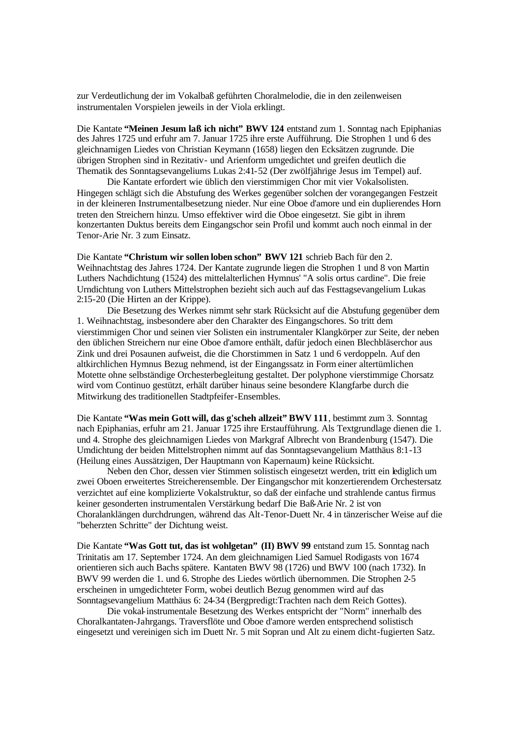zur Verdeutlichung der im Vokalbaß geführten Choralmelodie, die in den zeilenweisen instrumentalen Vorspielen jeweils in der Viola erklingt.

Die Kantate **"Meinen Jesum laß ich nicht" BWV 124** entstand zum 1. Sonntag nach Epiphanias des Jahres 1725 und erfuhr am 7. Januar 1725 ihre erste Aufführung. Die Strophen 1 und 6 des gleichnamigen Liedes von Christian Keymann (1658) liegen den Ecksätzen zugrunde. Die übrigen Strophen sind in Rezitativ- und Arienform umgedichtet und greifen deutlich die Thematik des Sonntagsevangeliums Lukas 2:41-52 (Der zwölfjährige Jesus im Tempel) auf.

Die Kantate erfordert wie üblich den vierstimmigen Chor mit vier Vokalsolisten. Hingegen schlägt sich die Abstufung des Werkes gegenüber solchen der vorangegangen Festzeit in der kleineren Instrumentalbesetzung nieder. Nur eine Oboe d'amore und ein duplierendes Horn treten den Streichern hinzu. Umso effektiver wird die Oboe eingesetzt. Sie gibt in ihrem konzertanten Duktus bereits dem Eingangschor sein Profil und kommt auch noch einmal in der Tenor-Arie Nr. 3 zum Einsatz.

Die Kantate **"Christum wir sollen loben schon" BWV 121** schrieb Bach für den 2. Weihnachtstag des Jahres 1724. Der Kantate zugrunde liegen die Strophen 1 und 8 von Martin Luthers Nachdichtung (1524) des mittelalterlichen Hymnus' "A solis ortus cardine". Die freie Urndichtung von Luthers Mittelstrophen bezieht sich auch auf das Festtagsevangelium Lukas 2:15-20 (Die Hirten an der Krippe).

Die Besetzung des Werkes nimmt sehr stark Rücksicht auf die Abstufung gegenüber dem 1. Weihnachtstag, insbesondere aber den Charakter des Eingangschores. So tritt dem vierstimmigen Chor und seinen vier Solisten ein instrumentaler Klangkörper zur Seite, der neben den üblichen Streichern nur eine Oboe d'amore enthält, dafür jedoch einen Blechbläserchor aus Zink und drei Posaunen aufweist, die die Chorstimmen in Satz 1 und 6 verdoppeln. Auf den altkirchlichen Hymnus Bezug nehmend, ist der Eingangssatz in Form einer altertümlichen Motette ohne selbständige Orchesterbegleitung gestaltet. Der polyphone vierstimmige Chorsatz wird vom Continuo gestützt, erhält darüber hinaus seine besondere Klangfarbe durch die Mitwirkung des traditionellen Stadtpfeifer-Ensembles.

Die Kantate **"Was mein Gott will, das g'scheh allzeit" BWV 111**, bestimmt zum 3. Sonntag nach Epiphanias, erfuhr am 21. Januar 1725 ihre Erstaufführung. Als Textgrundlage dienen die 1. und 4. Strophe des gleichnamigen Liedes von Markgraf Albrecht von Brandenburg (1547). Die Umdichtung der beiden Mittelstrophen nimmt auf das Sonntagsevangelium Matthäus 8:1-13 (Heilung eines Aussätzigen, Der Hauptmann von Kapernaum) keine Rücksicht.

Neben den Chor, dessen vier Stimmen solistisch eingesetzt werden, tritt ein lediglich um zwei Oboen erweitertes Streicherensemble. Der Eingangschor mit konzertierendem Orchestersatz verzichtet auf eine komplizierte Vokalstruktur, so daß der einfache und strahlende cantus firmus keiner gesonderten instrumentalen Verstärkung bedarf Die Baß-Arie Nr. 2 ist von Choralanklängen durchdrungen, während das Alt-Tenor-Duett Nr. 4 in tänzerischer Weise auf die "beherzten Schritte" der Dichtung weist.

Die Kantate **"Was Gott tut, das ist wohlgetan" (II) BWV 99** entstand zum 15. Sonntag nach Trinitatis am 17. September 1724. An dem gleichnamigen Lied Samuel Rodigasts von 1674 orientieren sich auch Bachs spätere. Kantaten BWV 98 (1726) und BWV 100 (nach 1732). In BWV 99 werden die 1. und 6. Strophe des Liedes wörtlich übernommen. Die Strophen 2-5 erscheinen in umgedichteter Form, wobei deutlich Bezug genommen wird auf das Sonntagsevangelium Matthäus 6: 24-34 (Bergpredigt:Trachten nach dem Reich Gottes).

Die vokal-instrumentale Besetzung des Werkes entspricht der "Norm" innerhalb des Choralkantaten-Jahrgangs. Traversflöte und Oboe d'amore werden entsprechend solistisch eingesetzt und vereinigen sich im Duett Nr. 5 mit Sopran und Alt zu einem dicht-fugierten Satz.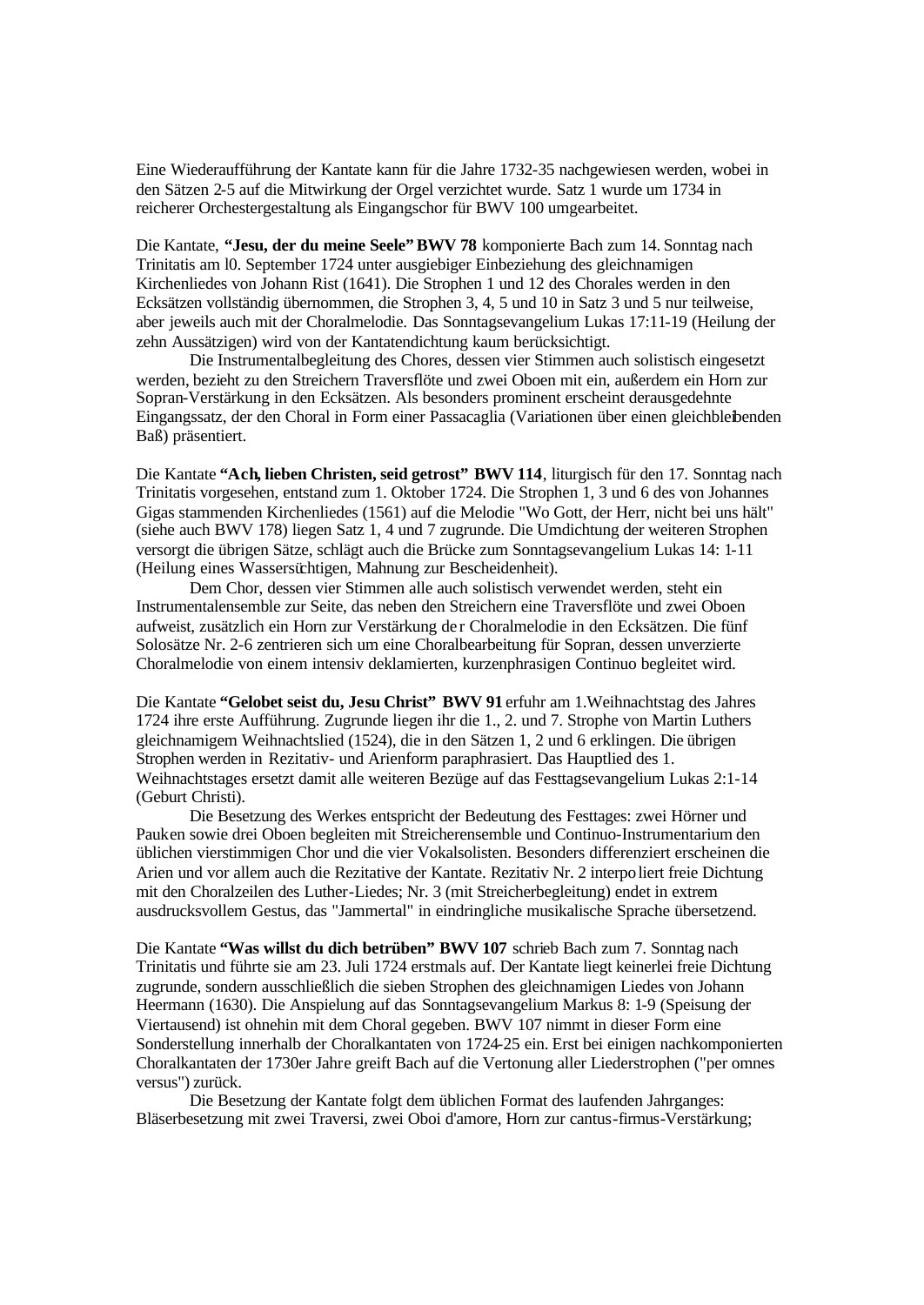Eine Wiederaufführung der Kantate kann für die Jahre 1732-35 nachgewiesen werden, wobei in den Sätzen 2-5 auf die Mitwirkung der Orgel verzichtet wurde. Satz 1 wurde um 1734 in reicherer Orchestergestaltung als Eingangschor für BWV 100 umgearbeitet.

Die Kantate, **"Jesu, der du meine Seele" BWV 78** komponierte Bach zum 14. Sonntag nach Trinitatis am l0. September 1724 unter ausgiebiger Einbeziehung des gleichnamigen Kirchenliedes von Johann Rist (1641). Die Strophen 1 und 12 des Chorales werden in den Ecksätzen vollständig übernommen, die Strophen 3, 4, 5 und 10 in Satz 3 und 5 nur teilweise, aber jeweils auch mit der Choralmelodie. Das Sonntagsevangelium Lukas 17:11-19 (Heilung der zehn Aussätzigen) wird von der Kantatendichtung kaum berücksichtigt.

Die Instrumentalbegleitung des Chores, dessen vier Stimmen auch solistisch eingesetzt werden, bezieht zu den Streichern Traversflöte und zwei Oboen mit ein, außerdem ein Horn zur Sopran-Verstärkung in den Ecksätzen. Als besonders prominent erscheint derausgedehnte Eingangssatz, der den Choral in Form einer Passacaglia (Variationen über einen gleichbleibenden Baß) präsentiert.

Die Kantate **"Ach, lieben Christen, seid getrost" BWV 114**, liturgisch für den 17. Sonntag nach Trinitatis vorgesehen, entstand zum 1. Oktober 1724. Die Strophen 1, 3 und 6 des von Johannes Gigas stammenden Kirchenliedes (1561) auf die Melodie "Wo Gott, der Herr, nicht bei uns hält" (siehe auch BWV 178) liegen Satz 1, 4 und 7 zugrunde. Die Umdichtung der weiteren Strophen versorgt die übrigen Sätze, schlägt auch die Brücke zum Sonntagsevangelium Lukas 14: 1-11 (Heilung eines Wassersüchtigen, Mahnung zur Bescheidenheit).

Dem Chor, dessen vier Stimmen alle auch solistisch verwendet werden, steht ein Instrumentalensemble zur Seite, das neben den Streichern eine Traversflöte und zwei Oboen aufweist, zusätzlich ein Horn zur Verstärkung der Choralmelodie in den Ecksätzen. Die fünf Solosätze Nr. 2-6 zentrieren sich um eine Choralbearbeitung für Sopran, dessen unverzierte Choralmelodie von einem intensiv deklamierten, kurzenphrasigen Continuo begleitet wird.

Die Kantate **"Gelobet seist du, Jesu Christ" BWV 91** erfuhr am 1.Weihnachtstag des Jahres 1724 ihre erste Aufführung. Zugrunde liegen ihr die 1., 2. und 7. Strophe von Martin Luthers gleichnamigem Weihnachtslied (1524), die in den Sätzen 1, 2 und 6 erklingen. Die übrigen Strophen werden in Rezitativ- und Arienform paraphrasiert. Das Hauptlied des 1. Weihnachtstages ersetzt damit alle weiteren Bezüge auf das Festtagsevangelium Lukas 2:1-14 (Geburt Christi).

Die Besetzung des Werkes entspricht der Bedeutung des Festtages: zwei Hörner und Pauken sowie drei Oboen begleiten mit Streicherensemble und Continuo-Instrumentarium den üblichen vierstimmigen Chor und die vier Vokalsolisten. Besonders differenziert erscheinen die Arien und vor allem auch die Rezitative der Kantate. Rezitativ Nr. 2 interpoliert freie Dichtung mit den Choralzeilen des Luther-Liedes; Nr. 3 (mit Streicherbegleitung) endet in extrem ausdrucksvollem Gestus, das "Jammertal" in eindringliche musikalische Sprache übersetzend.

Die Kantate **"Was willst du dich betrüben" BWV 107** schrieb Bach zum 7. Sonntag nach Trinitatis und führte sie am 23. Juli 1724 erstmals auf. Der Kantate liegt keinerlei freie Dichtung zugrunde, sondern ausschließlich die sieben Strophen des gleichnamigen Liedes von Johann Heermann (1630). Die Anspielung auf das Sonntagsevangelium Markus 8: 1-9 (Speisung der Viertausend) ist ohnehin mit dem Choral gegeben. BWV 107 nimmt in dieser Form eine Sonderstellung innerhalb der Choralkantaten von 1724-25 ein. Erst bei einigen nachkomponierten Choralkantaten der 1730er Jahre greift Bach auf die Vertonung aller Liederstrophen ("per omnes versus") zurück.

Die Besetzung der Kantate folgt dem üblichen Format des laufenden Jahrganges: Bläserbesetzung mit zwei Traversi, zwei Oboi d'amore, Horn zur cantus-firmus-Verstärkung;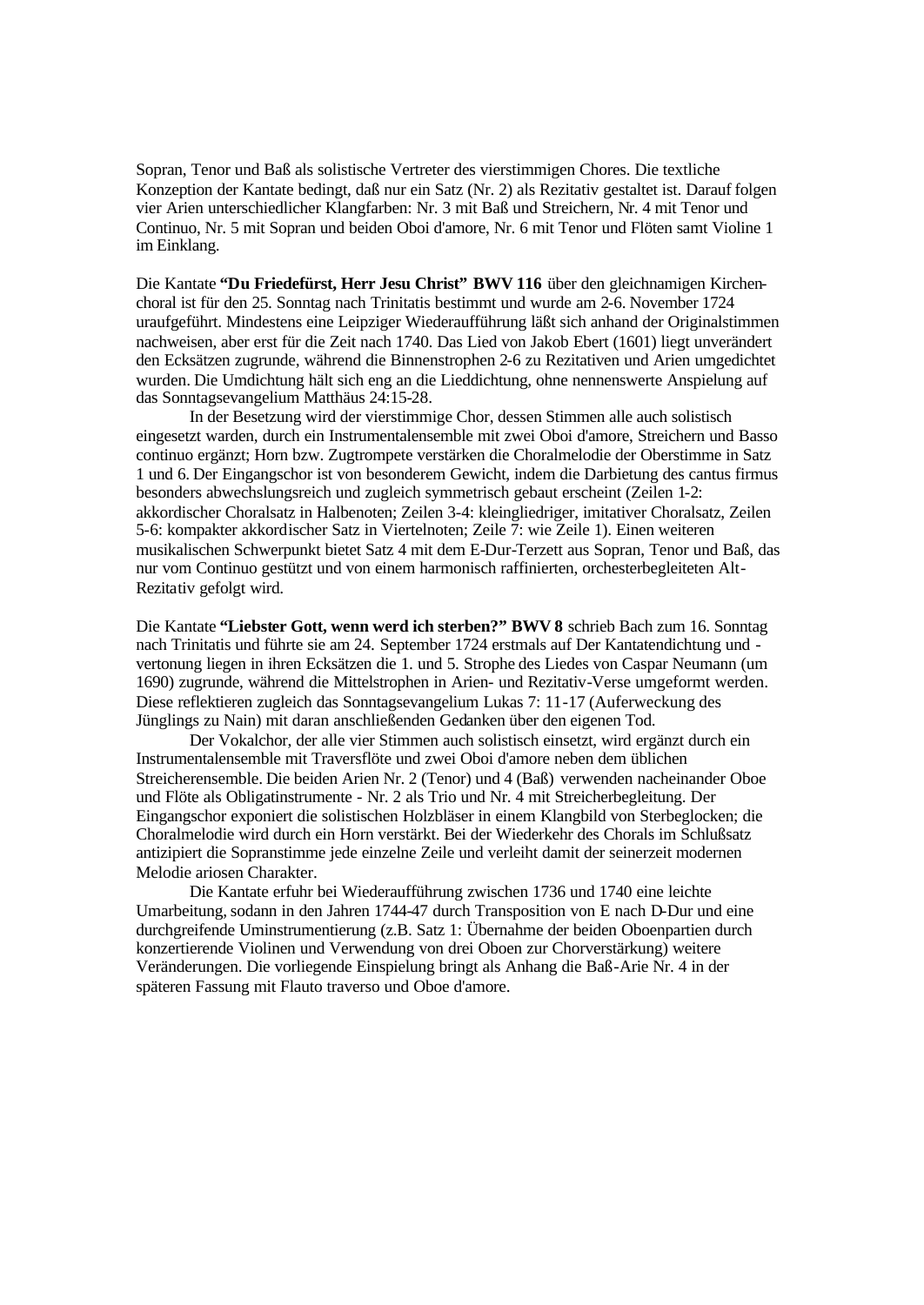Sopran, Tenor und Baß als solistische Vertreter des vierstimmigen Chores. Die textliche Konzeption der Kantate bedingt, daß nur ein Satz (Nr. 2) als Rezitativ gestaltet ist. Darauf folgen vier Arien unterschiedlicher Klangfarben: Nr. 3 mit Baß und Streichern, Nr. 4 mit Tenor und Continuo, Nr. 5 mit Sopran und beiden Oboi d'amore, Nr. 6 mit Tenor und Flöten samt Violine 1 im Einklang.

Die Kantate **"Du Friedefürst, Herr Jesu Christ" BWV 116** über den gleichnamigen Kirchenchoral ist für den 25. Sonntag nach Trinitatis bestimmt und wurde am 2-6. November 1724 uraufgeführt. Mindestens eine Leipziger Wiederaufführung läßt sich anhand der Originalstimmen nachweisen, aber erst für die Zeit nach 1740. Das Lied von Jakob Ebert (1601) liegt unverändert den Ecksätzen zugrunde, während die Binnenstrophen 2-6 zu Rezitativen und Arien umgedichtet wurden. Die Umdichtung hält sich eng an die Lieddichtung, ohne nennenswerte Anspielung auf das Sonntagsevangelium Matthäus 24:15-28.

In der Besetzung wird der vierstimmige Chor, dessen Stimmen alle auch solistisch eingesetzt warden, durch ein Instrumentalensemble mit zwei Oboi d'amore, Streichern und Basso continuo ergänzt; Horn bzw. Zugtrompete verstärken die Choralmelodie der Oberstimme in Satz 1 und 6. Der Eingangschor ist von besonderem Gewicht, indem die Darbietung des cantus firmus besonders abwechslungsreich und zugleich symmetrisch gebaut erscheint (Zeilen 1-2: akkordischer Choralsatz in Halbenoten; Zeilen 3-4: kleingliedriger, imitativer Choralsatz, Zeilen 5-6: kompakter akkordischer Satz in Viertelnoten; Zeile 7: wie Zeile 1). Einen weiteren musikalischen Schwerpunkt bietet Satz 4 mit dem E-Dur-Terzett aus Sopran, Tenor und Baß, das nur vom Continuo gestützt und von einem harmonisch raffinierten, orchesterbegleiteten Alt-Rezitativ gefolgt wird.

Die Kantate **"Liebster Gott, wenn werd ich sterben?" BWV 8** schrieb Bach zum 16. Sonntag nach Trinitatis und führte sie am 24. September 1724 erstmals auf Der Kantatendichtung und -vertonung liegen in ihren Ecksätzen die 1. und 5. Strophe des Liedes von Caspar Neumann (um 1690) zugrunde, während die Mittelstrophen in Arien- und Rezitativ-Verse umgeformt werden. Diese reflektieren zugleich das Sonntagsevangelium Lukas 7: 11-17 (Auferweckung des Jünglings zu Nain) mit daran anschließenden Gedanken über den eigenen Tod.

Der Vokalchor, der alle vier Stimmen auch solistisch einsetzt, wird ergänzt durch ein Instrumentalensemble mit Traversflöte und zwei Oboi d'amore neben dem üblichen Streicherensemble. Die beiden Arien Nr. 2 (Tenor) und 4 (Baß) verwenden nacheinander Oboe und Flöte als Obligatinstrumente - Nr. 2 als Trio und Nr. 4 mit Streicherbegleitung. Der Eingangschor exponiert die solistischen Holzbläser in einem Klangbild von Sterbeglocken; die Choralmelodie wird durch ein Horn verstärkt. Bei der Wiederkehr des Chorals im Schlußsatz antizipiert die Sopranstimme jede einzelne Zeile und verleiht damit der seinerzeit modernen Melodie ariosen Charakter.

Die Kantate erfuhr bei Wiederaufführung zwischen 1736 und 1740 eine leichte Umarbeitung, sodann in den Jahren 1744-47 durch Transposition von E nach D-Dur und eine durchgreifende Uminstrumentierung (z.B. Satz 1: Übernahme der beiden Oboenpartien durch konzertierende Violinen und Verwendung von drei Oboen zur Chorverstärkung) weitere Veränderungen. Die vorliegende Einspielung bringt als Anhang die Baß-Arie Nr. 4 in der späteren Fassung mit Flauto traverso und Oboe d'amore.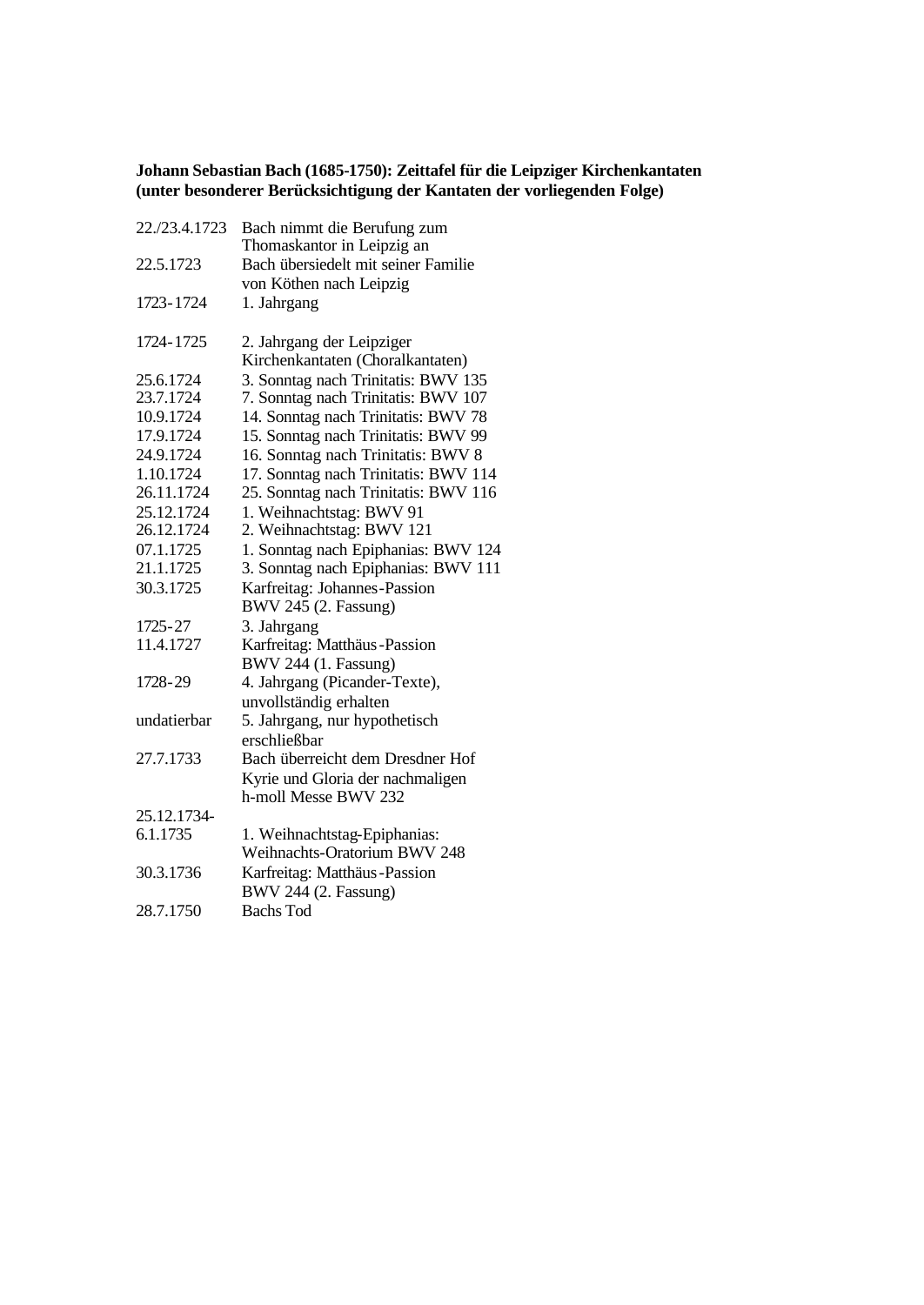**Johann Sebastian Bach (1685-1750): Zeittafel für die Leipziger Kirchenkantaten (unter besonderer Berücksichtigung der Kantaten der vorliegenden Folge)**

| | |
|---|---|
| 22./23.4.1723 | Bach nimmt die Berufung zum Thomaskantor in Leipzig an |
| 22.5.1723 | Bach übersiedelt mit seiner Familie von Köthen nach Leipzig |
| 1723-1724 | 1. Jahrgang |
| 1724-1725 | 2. Jahrgang der Leipziger Kirchenkantaten (Choralkantaten) |
| 25.6.1724 | 3. Sonntag nach Trinitatis: BWV 135 |
| 23.7.1724 | 7. Sonntag nach Trinitatis: BWV 107 |
| 10.9.1724 | 14. Sonntag nach Trinitatis: BWV 78 |
| 17.9.1724 | 15. Sonntag nach Trinitatis: BWV 99 |
| 24.9.1724 | 16. Sonntag nach Trinitatis: BWV 8 |
| 1.10.1724 | 17. Sonntag nach Trinitatis: BWV 114 |
| 26.11.1724 | 25. Sonntag nach Trinitatis: BWV 116 |
| 25.12.1724 | 1. Weihnachtstag: BWV 91 |
| 26.12.1724 | 2. Weihnachtstag: BWV 121 |
| 07.1.1725 | 1. Sonntag nach Epiphanias: BWV 124 |
| 21.1.1725 | 3. Sonntag nach Epiphanias: BWV 111 |
| 30.3.1725 | Karfreitag: Johannes-Passion BWV 245 (2. Fassung) |
| 1725-27 | 3. Jahrgang |
| 11.4.1727 | Karfreitag: Matthäus-Passion BWV 244 (1. Fassung) |
| 1728-29 | 4. Jahrgang (Picander-Texte), unvollständig erhalten |
| undatierbar | 5. Jahrgang, nur hypothetisch erschließbar |
| 27.7.1733 | Bach überreicht dem Dresdner Hof Kyrie und Gloria der nachmaligen h-moll Messe BWV 232 |
| 25.12.1734-6.1.1735 | 1. Weihnachtstag-Epiphanias: Weihnachts-Oratorium BWV 248 |
| 30.3.1736 | Karfreitag: Matthäus-Passion BWV 244 (2. Fassung) |
| 28.7.1750 | Bachs Tod |